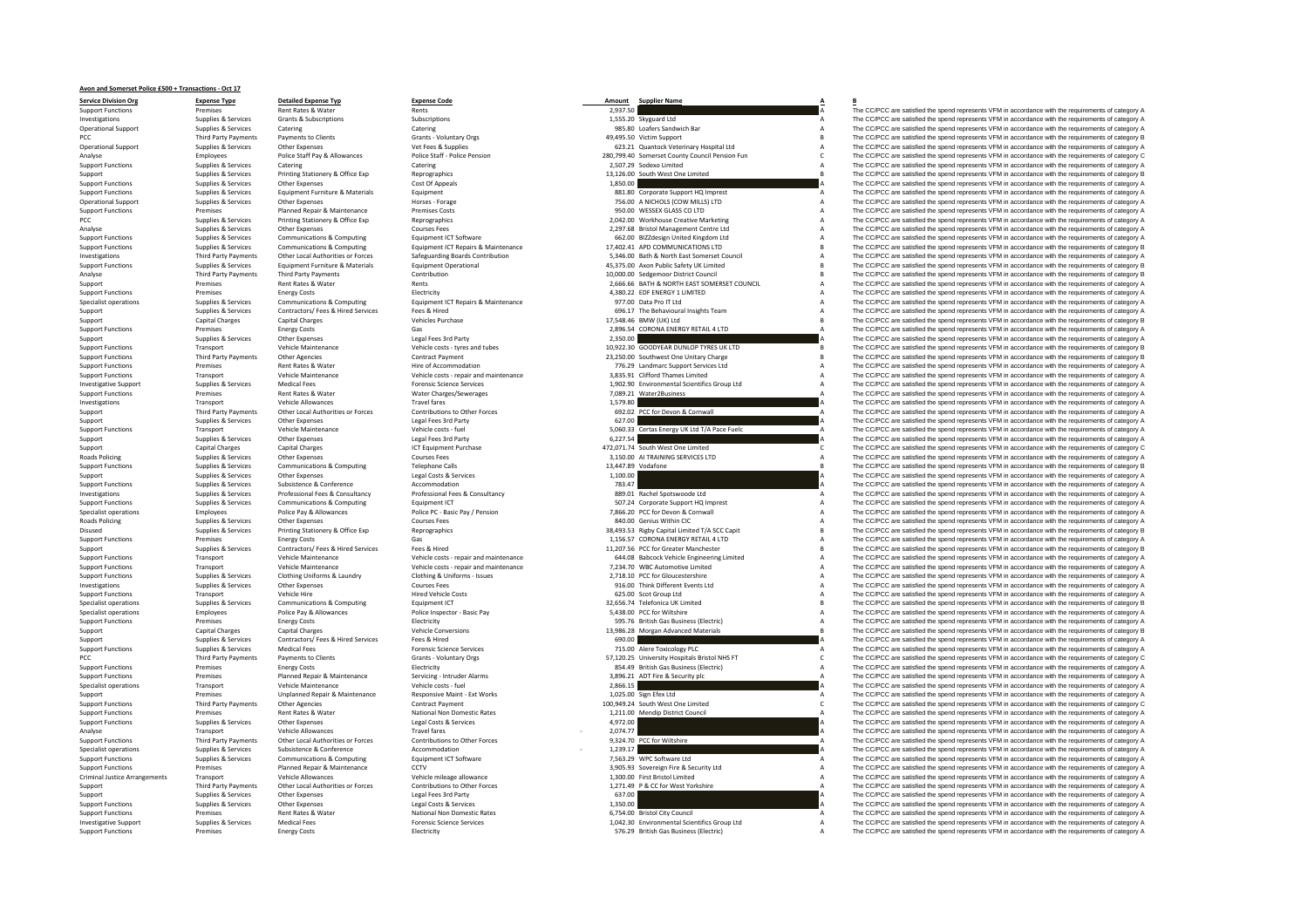**Avon and Somerset Police £500 + Transactions - Oct 17**

| Service Division Org | Expense Type | Detailed Expense Typ | Expense Code | Amount | Supplier Name | A | B |
|---|---|---|---|---|---|---|---|
| Support Functions | Premises | Rent Rates & Water | Rents | 2,937.50 | | A | The CC/PCC are satisfied the spend represents VFM in accordance with the requirements of category A |
| Investigations | Supplies & Services | Grants & Subscriptions | Subscriptions | 1,555.20 | Skyguard Ltd | A | The CC/PCC are satisfied the spend represents VFM in accordance with the requirements of category A |
| Operational Support | Supplies & Services | Catering | Catering | 985.80 | Loafers Sandwich Bar | A | The CC/PCC are satisfied the spend represents VFM in accordance with the requirements of category A |
| PCC | Third Party Payments | Payments to Clients | Grants - Voluntary Orgs | 49,495.50 | Victim Support | B | The CC/PCC are satisfied the spend represents VFM in accordance with the requirements of category B |
| Operational Support | Supplies & Services | Other Expenses | Vet Fees & Supplies | 623.21 | Quantock Veterinary Hospital Ltd | A | The CC/PCC are satisfied the spend represents VFM in accordance with the requirements of category A |
| Analyse | Employees | Police Staff Pay & Allowances | Police Staff - Police Pension | 280,799.40 | Somerset County Council Pension Fun | C | The CC/PCC are satisfied the spend represents VFM in accordance with the requirements of category C |
| Support Functions | Supplies & Services | Catering | Catering | 2,507.29 | Sodexo Limited | A | The CC/PCC are satisfied the spend represents VFM in accordance with the requirements of category A |
| Support | Supplies & Services | Printing Stationery & Office Exp | Reprographics | 13,126.00 | South West One Limited | B | The CC/PCC are satisfied the spend represents VFM in accordance with the requirements of category B |
| Support Functions | Supplies & Services | Other Expenses | Cost Of Appeals | 1,850.00 | | A | The CC/PCC are satisfied the spend represents VFM in accordance with the requirements of category A |
| Support Functions | Supplies & Services | Equipment Furniture & Materials | Equipment | 881.80 | Corporate Support HQ Imprest | A | The CC/PCC are satisfied the spend represents VFM in accordance with the requirements of category A |
| Operational Support | Supplies & Services | Other Expenses | Horses - Forage | 756.00 | A NICHOLS (COW MILLS) LTD | A | The CC/PCC are satisfied the spend represents VFM in accordance with the requirements of category A |
| Support Functions | Premises | Planned Repair & Maintenance | Premises Costs | 950.00 | WESSEX GLASS CO LTD | A | The CC/PCC are satisfied the spend represents VFM in accordance with the requirements of category A |
| PCC | Supplies & Services | Printing Stationery & Office Exp | Reprographics | 2,042.00 | Workhouse Creative Marketing | A | The CC/PCC are satisfied the spend represents VFM in accordance with the requirements of category A |
| Analyse | Supplies & Services | Other Expenses | Courses Fees | 2,297.68 | Bristol Management Centre Ltd | A | The CC/PCC are satisfied the spend represents VFM in accordance with the requirements of category A |
| Support Functions | Supplies & Services | Communications & Computing | Equipment ICT Software | 662.00 | BIZZdesign United Kingdom Ltd | A | The CC/PCC are satisfied the spend represents VFM in accordance with the requirements of category A |
| Support Functions | Supplies & Services | Communications & Computing | Equipment ICT Repairs & Maintenance | 17,402.41 | APD COMMUNICATIONS LTD | B | The CC/PCC are satisfied the spend represents VFM in accordance with the requirements of category B |
| Investigations | Third Party Payments | Other Local Authorities or Forces | Safeguarding Boards Contribution | 5,346.00 | Bath & North East Somerset Council | A | The CC/PCC are satisfied the spend represents VFM in accordance with the requirements of category A |
| Support Functions | Supplies & Services | Equipment Furniture & Materials | Equipment Operational | 45,375.00 | Axon Public Safety UK Limited | B | The CC/PCC are satisfied the spend represents VFM in accordance with the requirements of category B |
| Analyse | Third Party Payments | Third Party Payments | Contribution | 10,000.00 | Sedgemoor District Council | B | The CC/PCC are satisfied the spend represents VFM in accordance with the requirements of category B |
| Support | Premises | Rent Rates & Water | Rents | 2,666.66 | BATH & NORTH EAST SOMERSET COUNCIL | A | The CC/PCC are satisfied the spend represents VFM in accordance with the requirements of category A |
| Support Functions | Premises | Energy Costs | Electricity | 4,380.22 | EDF ENERGY 1 LIMITED | A | The CC/PCC are satisfied the spend represents VFM in accordance with the requirements of category A |
| Specialist operations | Supplies & Services | Communications & Computing | Equipment ICT Repairs & Maintenance | 977.00 | Data Pro IT Ltd | A | The CC/PCC are satisfied the spend represents VFM in accordance with the requirements of category A |
| Support | Supplies & Services | Contractors/ Fees & Hired Services | Fees & Hired | 696.17 | The Behavioural Insights Team | A | The CC/PCC are satisfied the spend represents VFM in accordance with the requirements of category A |
| Support | Capital Charges | Capital Charges | Vehicles Purchase | 17,548.46 | BMW (UK) Ltd | B | The CC/PCC are satisfied the spend represents VFM in accordance with the requirements of category B |
| Support Functions | Premises | Energy Costs | Gas | 2,896.54 | CORONA ENERGY RETAIL 4 LTD | A | The CC/PCC are satisfied the spend represents VFM in accordance with the requirements of category A |
| Support | Supplies & Services | Other Expenses | Legal Fees 3rd Party | 2,350.00 | | A | The CC/PCC are satisfied the spend represents VFM in accordance with the requirements of category A |
| Support Functions | Transport | Vehicle Maintenance | Vehicle costs - tyres and tubes | 10,922.30 | GOODYEAR DUNLOP TYRES UK LTD | B | The CC/PCC are satisfied the spend represents VFM in accordance with the requirements of category B |
| Support Functions | Third Party Payments | Other Agencies | Contract Payment | 23,250.00 | Southwest One Unitary Charge | B | The CC/PCC are satisfied the spend represents VFM in accordance with the requirements of category B |
| Support Functions | Premises | Rent Rates & Water | Hire of Accommodation | 776.29 | Landmarc Support Services Ltd | A | The CC/PCC are satisfied the spend represents VFM in accordance with the requirements of category A |
| Support Functions | Transport | Vehicle Maintenance | Vehicle costs - repair and maintenance | 3,835.91 | Clifford Thames Limited | A | The CC/PCC are satisfied the spend represents VFM in accordance with the requirements of category A |
| Investigative Support | Supplies & Services | Medical Fees | Forensic Science Services | 1,902.90 | Environmental Scientifics Group Ltd | A | The CC/PCC are satisfied the spend represents VFM in accordance with the requirements of category A |
| Support Functions | Premises | Rent Rates & Water | Water Charges/Sewerages | 7,089.21 | Water2Business | A | The CC/PCC are satisfied the spend represents VFM in accordance with the requirements of category A |
| Investigations | Transport | Vehicle Allowances | Travel fares | 1,579.80 | | A | The CC/PCC are satisfied the spend represents VFM in accordance with the requirements of category A |
| Support | Third Party Payments | Other Local Authorities or Forces | Contributions to Other Forces | 692.02 | PCC for Devon & Cornwall | A | The CC/PCC are satisfied the spend represents VFM in accordance with the requirements of category A |
| Support | Supplies & Services | Other Expenses | Legal Fees 3rd Party | 627.00 | | A | The CC/PCC are satisfied the spend represents VFM in accordance with the requirements of category A |
| Support Functions | Transport | Vehicle Maintenance | Vehicle costs - fuel | 5,060.33 | Certas Energy UK Ltd T/A Pace Fuelc | A | The CC/PCC are satisfied the spend represents VFM in accordance with the requirements of category A |
| Support | Supplies & Services | Other Expenses | Legal Fees 3rd Party | 6,227.54 | | A | The CC/PCC are satisfied the spend represents VFM in accordance with the requirements of category A |
| Support | Capital Charges | Capital Charges | ICT Equipment Purchase | 472,071.74 | South West One Limited | C | The CC/PCC are satisfied the spend represents VFM in accordance with the requirements of category C |
| Roads Policing | Supplies & Services | Other Expenses | Courses Fees | 3,150.00 | AI TRAINING SERVICES LTD | A | The CC/PCC are satisfied the spend represents VFM in accordance with the requirements of category A |
| Support Functions | Supplies & Services | Communications & Computing | Telephone Calls | 13,447.89 | Vodafone | B | The CC/PCC are satisfied the spend represents VFM in accordance with the requirements of category B |
| Support | Supplies & Services | Other Expenses | Legal Costs & Services | 1,100.00 | | A | The CC/PCC are satisfied the spend represents VFM in accordance with the requirements of category A |
| Support Functions | Supplies & Services | Subsistence & Conference | Accommodation | 783.47 | | A | The CC/PCC are satisfied the spend represents VFM in accordance with the requirements of category A |
| Investigations | Supplies & Services | Professional Fees & Consultancy | Professional Fees & Consultancy | 889.01 | Rachel Spotswoode Ltd | A | The CC/PCC are satisfied the spend represents VFM in accordance with the requirements of category A |
| Support Functions | Supplies & Services | Communications & Computing | Equipment ICT | 507.24 | Corporate Support HQ Imprest | A | The CC/PCC are satisfied the spend represents VFM in accordance with the requirements of category A |
| Specialist operations | Employees | Police Pay & Allowances | Police PC - Basic Pay / Pension | 7,866.20 | PCC for Devon & Cornwall | A | The CC/PCC are satisfied the spend represents VFM in accordance with the requirements of category A |
| Roads Policing | Supplies & Services | Other Expenses | Courses Fees | 840.00 | Genius Within CIC | A | The CC/PCC are satisfied the spend represents VFM in accordance with the requirements of category A |
| Disused | Supplies & Services | Printing Stationery & Office Exp | Reprographics | 38,493.53 | Rigby Capital Limited T/A SCC Capit | B | The CC/PCC are satisfied the spend represents VFM in accordance with the requirements of category B |
| Support Functions | Premises | Energy Costs | Gas | 1,156.57 | CORONA ENERGY RETAIL 4 LTD | A | The CC/PCC are satisfied the spend represents VFM in accordance with the requirements of category A |
| Support | Supplies & Services | Contractors/ Fees & Hired Services | Fees & Hired | 11,207.56 | PCC for Greater Manchester | B | The CC/PCC are satisfied the spend represents VFM in accordance with the requirements of category B |
| Support Functions | Transport | Vehicle Maintenance | Vehicle costs - repair and maintenance | 644.08 | Babcock Vehicle Engineering Limited | A | The CC/PCC are satisfied the spend represents VFM in accordance with the requirements of category A |
| Support Functions | Transport | Vehicle Maintenance | Vehicle costs - repair and maintenance | 7,234.70 | WBC Automotive Limited | A | The CC/PCC are satisfied the spend represents VFM in accordance with the requirements of category A |
| Support Functions | Supplies & Services | Clothing Uniforms & Laundry | Clothing & Uniforms - Issues | 2,718.10 | PCC for Gloucestershire | A | The CC/PCC are satisfied the spend represents VFM in accordance with the requirements of category A |
| Investigations | Supplies & Services | Other Expenses | Courses Fees | 916.00 | Think Different Events Ltd | A | The CC/PCC are satisfied the spend represents VFM in accordance with the requirements of category A |
| Support Functions | Transport | Vehicle Hire | Hired Vehicle Costs | 625.00 | Scot Group Ltd | A | The CC/PCC are satisfied the spend represents VFM in accordance with the requirements of category A |
| Specialist operations | Supplies & Services | Communications & Computing | Equipment ICT | 32,656.74 | Telefonica UK Limited | B | The CC/PCC are satisfied the spend represents VFM in accordance with the requirements of category B |
| Specialist operations | Employees | Police Pay & Allowances | Police Inspector - Basic Pay | 5,438.00 | PCC for Wiltshire | A | The CC/PCC are satisfied the spend represents VFM in accordance with the requirements of category A |
| Support Functions | Premises | Energy Costs | Electricity | 595.76 | British Gas Business (Electric) | A | The CC/PCC are satisfied the spend represents VFM in accordance with the requirements of category A |
| Support | Capital Charges | Capital Charges | Vehicle Conversions | 13,986.28 | Morgan Advanced Materials | B | The CC/PCC are satisfied the spend represents VFM in accordance with the requirements of category B |
| Support | Supplies & Services | Contractors/ Fees & Hired Services | Fees & Hired | 690.00 | | A | The CC/PCC are satisfied the spend represents VFM in accordance with the requirements of category A |
| Support Functions | Supplies & Services | Medical Fees | Forensic Science Services | 715.00 | Alere Toxicology PLC | A | The CC/PCC are satisfied the spend represents VFM in accordance with the requirements of category A |
| PCC | Third Party Payments | Payments to Clients | Grants - Voluntary Orgs | 57,120.25 | University Hospitals Bristol NHS FT | C | The CC/PCC are satisfied the spend represents VFM in accordance with the requirements of category C |
| Support Functions | Premises | Energy Costs | Electricity | 854.49 | British Gas Business (Electric) | A | The CC/PCC are satisfied the spend represents VFM in accordance with the requirements of category A |
| Support Functions | Premises | Planned Repair & Maintenance | Servicing - Intruder Alarms | 3,896.21 | ADT Fire & Security plc | A | The CC/PCC are satisfied the spend represents VFM in accordance with the requirements of category A |
| Specialist operations | Transport | Vehicle Maintenance | Vehicle costs - fuel | 2,866.15 | | A | The CC/PCC are satisfied the spend represents VFM in accordance with the requirements of category A |
| Support | Premises | Unplanned Repair & Maintenance | Responsive Maint - Ext Works | 1,025.00 | Sign Efex Ltd | A | The CC/PCC are satisfied the spend represents VFM in accordance with the requirements of category A |
| Support Functions | Third Party Payments | Other Agencies | Contract Payment | 100,949.24 | South West One Limited | C | The CC/PCC are satisfied the spend represents VFM in accordance with the requirements of category C |
| Support Functions | Premises | Rent Rates & Water | National Non Domestic Rates | 1,211.00 | Mendip District Council | A | The CC/PCC are satisfied the spend represents VFM in accordance with the requirements of category A |
| Support Functions | Supplies & Services | Other Expenses | Legal Costs & Services | 4,972.00 | | A | The CC/PCC are satisfied the spend represents VFM in accordance with the requirements of category A |
| Analyse | Transport | Vehicle Allowances | Travel fares | -2,074.77 | | A | The CC/PCC are satisfied the spend represents VFM in accordance with the requirements of category A |
| Support Functions | Third Party Payments | Other Local Authorities or Forces | Contributions to Other Forces | 9,324.70 | PCC for Wiltshire | A | The CC/PCC are satisfied the spend represents VFM in accordance with the requirements of category A |
| Specialist operations | Supplies & Services | Subsistence & Conference | Accommodation | -1,239.17 | | A | The CC/PCC are satisfied the spend represents VFM in accordance with the requirements of category A |
| Support Functions | Supplies & Services | Communications & Computing | Equipment ICT Software | 7,563.29 | WPC Software Ltd | A | The CC/PCC are satisfied the spend represents VFM in accordance with the requirements of category A |
| Support Functions | Premises | Planned Repair & Maintenance | CCTV | 3,905.93 | Sovereign Fire & Security Ltd | A | The CC/PCC are satisfied the spend represents VFM in accordance with the requirements of category A |
| Criminal Justice Arrangements | Transport | Vehicle Allowances | Vehicle mileage allowance | 1,300.00 | First Bristol Limited | A | The CC/PCC are satisfied the spend represents VFM in accordance with the requirements of category A |
| Support | Third Party Payments | Other Local Authorities or Forces | Contributions to Other Forces | 1,271.49 | P & CC for West Yorkshire | A | The CC/PCC are satisfied the spend represents VFM in accordance with the requirements of category A |
| Support | Supplies & Services | Other Expenses | Legal Fees 3rd Party | 637.00 | | A | The CC/PCC are satisfied the spend represents VFM in accordance with the requirements of category A |
| Support Functions | Supplies & Services | Other Expenses | Legal Costs & Services | 1,350.00 | | A | The CC/PCC are satisfied the spend represents VFM in accordance with the requirements of category A |
| Support Functions | Premises | Rent Rates & Water | National Non Domestic Rates | 6,754.00 | Bristol City Council | A | The CC/PCC are satisfied the spend represents VFM in accordance with the requirements of category A |
| Investigative Support | Supplies & Services | Medical Fees | Forensic Science Services | 1,042.30 | Environmental Scientifics Group Ltd | A | The CC/PCC are satisfied the spend represents VFM in accordance with the requirements of category A |
| Support Functions | Premises | Energy Costs | Electricity | 576.29 | British Gas Business (Electric) | A | The CC/PCC are satisfied the spend represents VFM in accordance with the requirements of category A |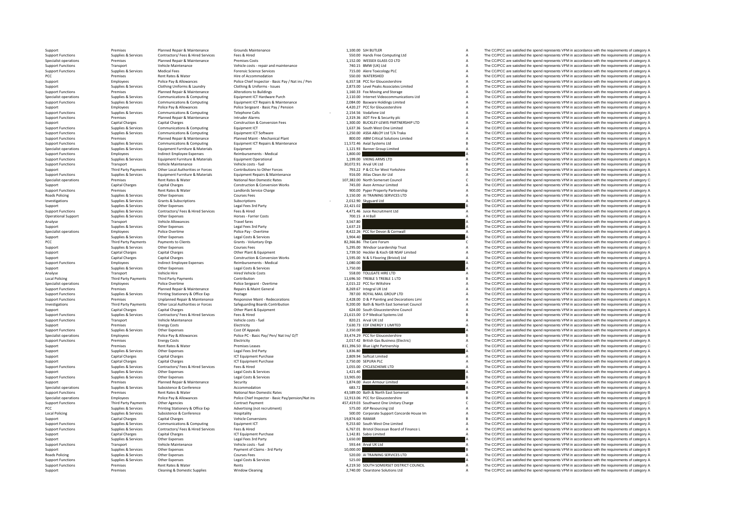| | | | | | | | |
|---|---|---|---|---|---|---|---|
| Support | Premises | Planned Repair & Maintenance | Grounds Maintenance | 1,100.00 | SJH BUTLER | A | The CC/PCC are satisfied the spend represents VFM in accordance with the requirements of category A |
| Support Functions | Supplies & Services | Contractors/ Fees & Hired Services | Fees & Hired | 550.00 | Hands Free Computing Ltd | A | The CC/PCC are satisfied the spend represents VFM in accordance with the requirements of category A |
| Specialist operations | Premises | Planned Repair & Maintenance | Premises Costs | 1,152.00 | WESSEX GLASS CO LTD | A | The CC/PCC are satisfied the spend represents VFM in accordance with the requirements of category A |
| Support Functions | Transport | Vehicle Maintenance | Vehicle costs - repair and maintenance | 740.15 | BMW (UK) Ltd | A | The CC/PCC are satisfied the spend represents VFM in accordance with the requirements of category A |
| Support Functions | Supplies & Services | Medical Fees | Forensic Science Services | 715.00 | Alere Toxicology PLC | A | The CC/PCC are satisfied the spend represents VFM in accordance with the requirements of category A |
| PCC | Premises | Rent Rates & Water | Hire of Accommodation | 550.00 | WATERSHED | A | The CC/PCC are satisfied the spend represents VFM in accordance with the requirements of category A |
| Support | Employees | Police Pay & Allowances | Police Chief Inspector - Basic Pay / Nat ins / Pen | 6,357.58 | PCC for Gloucestershire | A | The CC/PCC are satisfied the spend represents VFM in accordance with the requirements of category A |
| Support | Supplies & Services | Clothing Uniforms & Laundry | Clothing & Uniforms - Issues | 2,873.00 | Level Peaks Associates Limited | A | The CC/PCC are satisfied the spend represents VFM in accordance with the requirements of category A |
| Support Functions | Premises | Planned Repair & Maintenance | Alterations to Buildings | 1,160.33 | Fox Moving and Storage | A | The CC/PCC are satisfied the spend represents VFM in accordance with the requirements of category A |
| Specialist operations | Supplies & Services | Communications & Computing | Equipment ICT Hardware Purch | 2,110.00 | Internet Videocommunications Ltd | A | The CC/PCC are satisfied the spend represents VFM in accordance with the requirements of category A |
| Support Functions | Supplies & Services | Communications & Computing | Equipment ICT Repairs & Maintenance | 2,084.00 | Basware Holdings Limited | A | The CC/PCC are satisfied the spend represents VFM in accordance with the requirements of category A |
| Support | Employees | Police Pay & Allowances | Police Sergeant - Basic Pay / Pension | 4,420.27 | PCC for Gloucestershire | A | The CC/PCC are satisfied the spend represents VFM in accordance with the requirements of category A |
| Support Functions | Supplies & Services | Communications & Computing | Telephone Calls | - 2,154.56 | Vodafone Ltd | A | The CC/PCC are satisfied the spend represents VFM in accordance with the requirements of category A |
| Support Functions | Premises | Planned Repair & Maintenance | Intruder Alarms | 2,319.36 | ADT Fire & Security plc | A | The CC/PCC are satisfied the spend represents VFM in accordance with the requirements of category A |
| Support | Capital Charges | Capital Charges | Construction & Conversion Fees | 1,300.00 | BUCKLEY-LEWIS PARTNERSHIP LTD | A | The CC/PCC are satisfied the spend represents VFM in accordance with the requirements of category A |
| Support Functions | Supplies & Services | Communications & Computing | Equipment ICT | 1,637.36 | South West One Limited | A | The CC/PCC are satisfied the spend represents VFM in accordance with the requirements of category A |
| Support Functions | Supplies & Services | Communications & Computing | Equipment ICT Software | 1,250.00 | ASSA ABLOY Ltd T/A Traka | A | The CC/PCC are satisfied the spend represents VFM in accordance with the requirements of category A |
| Support Functions | Premises | Planned Repair & Maintenance | Planned Maint - Mechanical Plant | 800.00 | ABM Critical Solutions Limited | A | The CC/PCC are satisfied the spend represents VFM in accordance with the requirements of category A |
| Support Functions | Supplies & Services | Communications & Computing | Equipment ICT Repairs & Maintenance | 11,572.46 | Axial Systems Ltd | B | The CC/PCC are satisfied the spend represents VFM in accordance with the requirements of category B |
| Specialist operations | Supplies & Services | Equipment Furniture & Materials | Equipment | 1,121.93 | Banner Group Limited | A | The CC/PCC are satisfied the spend represents VFM in accordance with the requirements of category A |
| Support Functions | Employees | Indirect Employee Expenses | Reimbursements - Medical | 1,800.00 | | A | The CC/PCC are satisfied the spend represents VFM in accordance with the requirements of category A |
| Support Functions | Supplies & Services | Equipment Furniture & Materials | Equipment Operational | 1,199.00 | VIKING ARMS LTD | A | The CC/PCC are satisfied the spend represents VFM in accordance with the requirements of category A |
| Support Functions | Transport | Vehicle Maintenance | Vehicle costs - fuel | 30,072.91 | Arval UK Ltd | B | The CC/PCC are satisfied the spend represents VFM in accordance with the requirements of category B |
| Support | Third Party Payments | Other Local Authorities or Forces | Contributions to Other Forces | 793.22 | P & CC for West Yorkshire | A | The CC/PCC are satisfied the spend represents VFM in accordance with the requirements of category A |
| Support Functions | Supplies & Services | Equipment Furniture & Materials | Equipment Repairs & Maintenance | 916.00 | Atlas Clean Air Ltd | A | The CC/PCC are satisfied the spend represents VFM in accordance with the requirements of category A |
| Specialist operations | Premises | Rent Rates & Water | National Non Domestic Rates | 107,382.00 | North Somerset Council | C | The CC/PCC are satisfied the spend represents VFM in accordance with the requirements of category C |
| Support | Capital Charges | Capital Charges | Construction & Conversion Works | 745.00 | Avon Armour Limited | A | The CC/PCC are satisfied the spend represents VFM in accordance with the requirements of category A |
| Support Functions | Premises | Rent Rates & Water | Landlords Service Charge | 900.00 | Pyper Property Partnership | A | The CC/PCC are satisfied the spend represents VFM in accordance with the requirements of category A |
| Roads Policing | Supplies & Services | Other Expenses | Courses Fees | 3,150.00 | AI TRAINING SERVICES LTD | A | The CC/PCC are satisfied the spend represents VFM in accordance with the requirements of category A |
| Investigations | Supplies & Services | Grants & Subscriptions | Subscriptions | - 2,012.90 | Skyguard Ltd | A | The CC/PCC are satisfied the spend represents VFM in accordance with the requirements of category A |
| Support | Supplies & Services | Other Expenses | Legal Fees 3rd Party | 22,421.02 | | B | The CC/PCC are satisfied the spend represents VFM in accordance with the requirements of category B |
| Support Functions | Supplies & Services | Contractors/ Fees & Hired Services | Fees & Hired | 4,471.46 | Juice Recruitment Ltd | A | The CC/PCC are satisfied the spend represents VFM in accordance with the requirements of category A |
| Operational Support | Supplies & Services | Other Expenses | Horses - Farrier Costs | 700.15 | A H Ball | A | The CC/PCC are satisfied the spend represents VFM in accordance with the requirements of category A |
| Analyse | Transport | Vehicle Allowances | Travel fares | 3,567.80 | | A | The CC/PCC are satisfied the spend represents VFM in accordance with the requirements of category A |
| Support | Supplies & Services | Other Expenses | Legal Fees 3rd Party | 1,637.23 | | A | The CC/PCC are satisfied the spend represents VFM in accordance with the requirements of category A |
| Specialist operations | Employees | Police Overtime | Police Pay - Overtime | 8,422.26 | PCC for Devon & Cornwall | A | The CC/PCC are satisfied the spend represents VFM in accordance with the requirements of category A |
| Support | Supplies & Services | Other Expenses | Legal Costs & Services | 1,904.40 | | A | The CC/PCC are satisfied the spend represents VFM in accordance with the requirements of category A |
| PCC | Third Party Payments | Payments to Clients | Grants - Voluntary Orgs | 82,366.86 | The Care Forum | C | The CC/PCC are satisfied the spend represents VFM in accordance with the requirements of category C |
| Support | Supplies & Services | Other Expenses | Courses Fees | 5,295.00 | Windsor Leardership Trust | A | The CC/PCC are satisfied the spend represents VFM in accordance with the requirements of category A |
| Support | Capital Charges | Capital Charges | Other Plant & Equipment | 1,739.50 | Heckler & Koch GB NSAF Limited | A | The CC/PCC are satisfied the spend represents VFM in accordance with the requirements of category A |
| Support | Capital Charges | Capital Charges | Construction & Conversion Works | 1,595.00 | N & S Flooring (Bristol) Ltd | A | The CC/PCC are satisfied the spend represents VFM in accordance with the requirements of category A |
| Support Functions | Employees | Indirect Employee Expenses | Reimbursements - Medical | 1,080.00 | | A | The CC/PCC are satisfied the spend represents VFM in accordance with the requirements of category A |
| Support | Supplies & Services | Other Expenses | Legal Costs & Services | 1,750.00 | | A | The CC/PCC are satisfied the spend represents VFM in accordance with the requirements of category A |
| Analyse | Transport | Vehicle Hire | Hired Vehicle Costs | 558.00 | TOLLGATE HIRE LTD | A | The CC/PCC are satisfied the spend represents VFM in accordance with the requirements of category A |
| Local Policing | Third Party Payments | Third Party Payments | Contribution | 11,696.50 | TREBLE 5 TREBLE 1 LTD | B | The CC/PCC are satisfied the spend represents VFM in accordance with the requirements of category B |
| Specialist operations | Employees | Police Overtime | Police Sergeant - Overtime | 2,015.22 | PCC for Wiltshire | A | The CC/PCC are satisfied the spend represents VFM in accordance with the requirements of category A |
| Support Functions | Premises | Planned Repair & Maintenance | Repairs & Maint General | 8,269.67 | Integral UK Ltd | A | The CC/PCC are satisfied the spend represents VFM in accordance with the requirements of category A |
| Support Functions | Supplies & Services | Printing Stationery & Office Exp | Postage | 787.00 | ROYAL MAIL GROUP LTD | A | The CC/PCC are satisfied the spend represents VFM in accordance with the requirements of category A |
| Support Functions | Premises | Unplanned Repair & Maintenance | Responsive Maint - Redecorations | 2,428.00 | D & P Painting and Decorations Limi | A | The CC/PCC are satisfied the spend represents VFM in accordance with the requirements of category A |
| Investigations | Third Party Payments | Other Local Authorities or Forces | Safeguarding Boards Contribution | 9,200.00 | Bath & North East Somerset Council | A | The CC/PCC are satisfied the spend represents VFM in accordance with the requirements of category A |
| Support | Capital Charges | Capital Charges | Other Plant & Equipment | 624.00 | South Gloucestershire Council | A | The CC/PCC are satisfied the spend represents VFM in accordance with the requirements of category A |
| Support Functions | Supplies & Services | Contractors/ Fees & Hired Services | Fees & Hired | 21,615.00 | D P Medical Systems Ltd | B | The CC/PCC are satisfied the spend represents VFM in accordance with the requirements of category B |
| Support Functions | Transport | Vehicle Maintenance | Vehicle costs - fuel | 820.21 | Arval UK Ltd | A | The CC/PCC are satisfied the spend represents VFM in accordance with the requirements of category A |
| Support | Premises | Energy Costs | Electricity | 7,630.73 | EDF ENERGY 1 LIMITED | A | The CC/PCC are satisfied the spend represents VFM in accordance with the requirements of category A |
| Support Functions | Supplies & Services | Other Expenses | Cost Of Appeals | 2,350.00 | | A | The CC/PCC are satisfied the spend represents VFM in accordance with the requirements of category A |
| Specialist operations | Employees | Police Pay & Allowances | Police PC - Basic Pay/ Pen/ Nat Ins/ O/T | 33,474.29 | PCC for Gloucestershire | B | The CC/PCC are satisfied the spend represents VFM in accordance with the requirements of category B |
| Support Functions | Premises | Energy Costs | Electricity | 2,017.42 | British Gas Business (Electric) | A | The CC/PCC are satisfied the spend represents VFM in accordance with the requirements of category A |
| Support | Premises | Rent Rates & Water | Premises Leases | 811,396.50 | Blue Light Partnership | C | The CC/PCC are satisfied the spend represents VFM in accordance with the requirements of category C |
| Support | Supplies & Services | Other Expenses | Legal Fees 3rd Party | 1,836.80 | | A | The CC/PCC are satisfied the spend represents VFM in accordance with the requirements of category A |
| Support | Capital Charges | Capital Charges | ICT Equipment Purchase | 2,809.94 | Softcat Limited | A | The CC/PCC are satisfied the spend represents VFM in accordance with the requirements of category A |
| Support | Capital Charges | Capital Charges | ICT Equipment Purchase | 2,750.00 | SEPURA PLC | A | The CC/PCC are satisfied the spend represents VFM in accordance with the requirements of category A |
| Support Functions | Supplies & Services | Contractors/ Fees & Hired Services | Fees & Hired | 1,055.00 | CYCLESCHEME LTD | A | The CC/PCC are satisfied the spend represents VFM in accordance with the requirements of category A |
| Support | Supplies & Services | Other Expenses | Legal Costs & Services | 1,421.40 | | A | The CC/PCC are satisfied the spend represents VFM in accordance with the requirements of category A |
| Support Functions | Supplies & Services | Other Expenses | Legal Costs & Services | 13,905.00 | | B | The CC/PCC are satisfied the spend represents VFM in accordance with the requirements of category B |
| Support | Premises | Planned Repair & Maintenance | Security | 1,874.00 | Avon Armour Limited | A | The CC/PCC are satisfied the spend represents VFM in accordance with the requirements of category A |
| Specialist operations | Supplies & Services | Subsistence & Conference | Accommodation | 683.72 | | A | The CC/PCC are satisfied the spend represents VFM in accordance with the requirements of category A |
| Support Functions | Premises | Rent Rates & Water | National Non Domestic Rates | 43,589.00 | Bath & North East Somerset | B | The CC/PCC are satisfied the spend represents VFM in accordance with the requirements of category B |
| Specialist operations | Employees | Police Pay & Allowances | Police Chief Inspector - Basic Pay/pension/Nat ins | 12,913.06 | PCC for Gloucestershire | B | The CC/PCC are satisfied the spend represents VFM in accordance with the requirements of category B |
| Support Functions | Third Party Payments | Other Agencies | Contract Payment | 457,419.03 | Southwest One Unitary Charge | C | The CC/PCC are satisfied the spend represents VFM in accordance with the requirements of category C |
| PCC | Supplies & Services | Printing Stationery & Office Exp | Advertising (not recruitment) | 575.00 | JGP Resourcing Ltd | A | The CC/PCC are satisfied the spend represents VFM in accordance with the requirements of category A |
| Local Policing | Supplies & Services | Subsistence & Conference | Hospitality | 500.00 | Corporate Support Concorde House Im | A | The CC/PCC are satisfied the spend represents VFM in accordance with the requirements of category A |
| Support | Capital Charges | Capital Charges | Vehicle Conversions | 19,874.60 | RAMAR | B | The CC/PCC are satisfied the spend represents VFM in accordance with the requirements of category B |
| Support Functions | Supplies & Services | Communications & Computing | Equipment ICT | 9,253.60 | South West One Limited | A | The CC/PCC are satisfied the spend represents VFM in accordance with the requirements of category A |
| Support Functions | Supplies & Services | Contractors/ Fees & Hired Services | Fees & Hired | 6,767.01 | Bristol Diocesan Board of Finance L | A | The CC/PCC are satisfied the spend represents VFM in accordance with the requirements of category A |
| Support | Capital Charges | Capital Charges | ICT Equipment Purchase | 1,142.81 | Sabio Limited | A | The CC/PCC are satisfied the spend represents VFM in accordance with the requirements of category A |
| Support | Supplies & Services | Other Expenses | Legal Fees 3rd Party | 1,650.00 | | A | The CC/PCC are satisfied the spend represents VFM in accordance with the requirements of category A |
| Support Functions | Transport | Vehicle Maintenance | Vehicle costs - fuel | 593.44 | Arval UK Ltd | A | The CC/PCC are satisfied the spend represents VFM in accordance with the requirements of category A |
| Support | Supplies & Services | Other Expenses | Payment of Claims - 3rd Party | 10,000.00 | | B | The CC/PCC are satisfied the spend represents VFM in accordance with the requirements of category B |
| Roads Policing | Supplies & Services | Other Expenses | Courses Fees | 520.00 | AI TRAINING SERVICES LTD | A | The CC/PCC are satisfied the spend represents VFM in accordance with the requirements of category A |
| Support Functions | Supplies & Services | Other Expenses | Legal Costs & Services | 525.00 | | A | The CC/PCC are satisfied the spend represents VFM in accordance with the requirements of category A |
| Support Functions | Premises | Rent Rates & Water | Rents | 4,219.50 | SOUTH SOMERSET DISTRICT COUNCIL | A | The CC/PCC are satisfied the spend represents VFM in accordance with the requirements of category A |
| Support | Premises | Cleaning & Domestic Supplies | Window Cleaning | 2,740.00 | Clearstone Solutions Ltd | A | The CC/PCC are satisfied the spend represents VFM in accordance with the requirements of category A |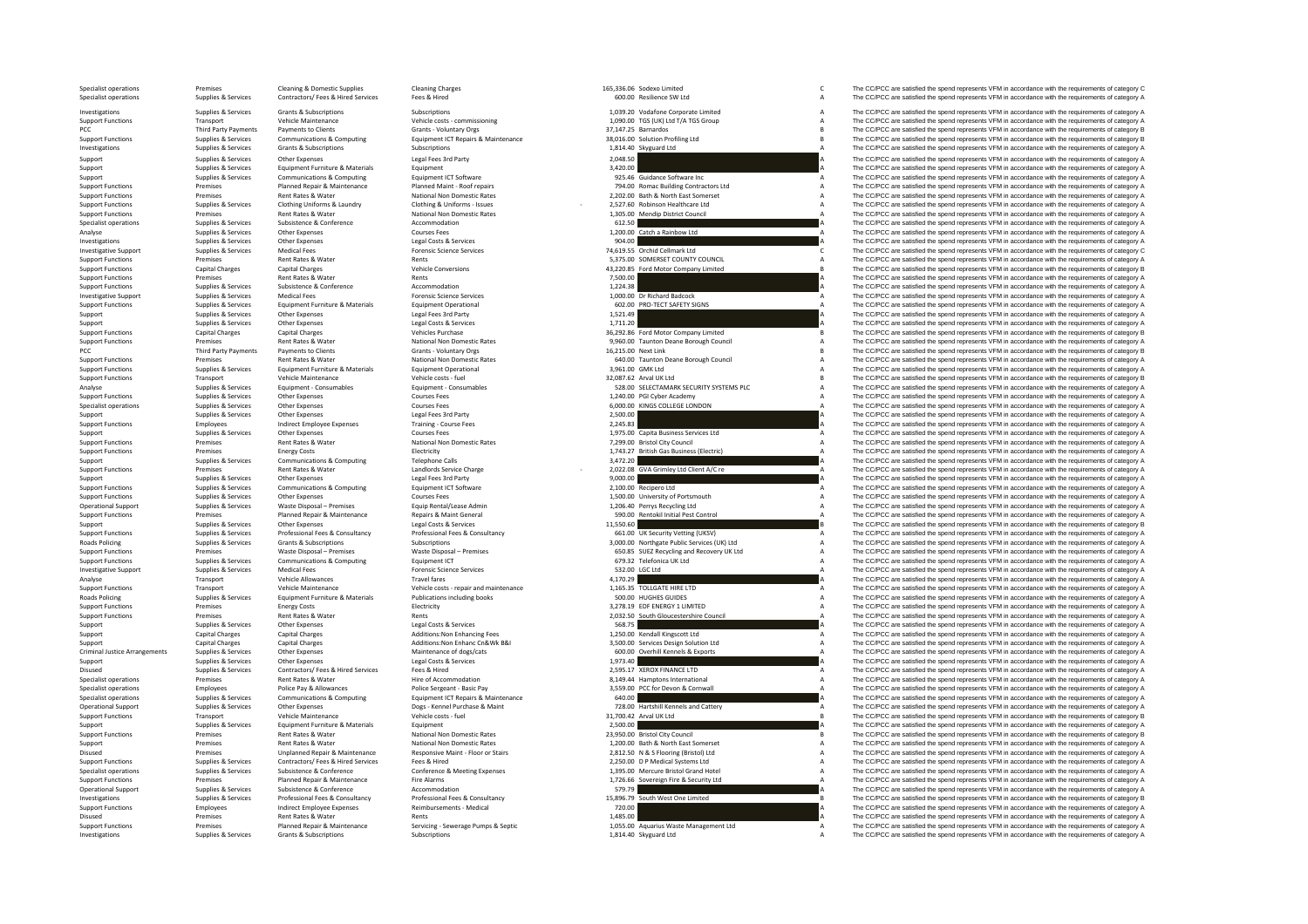| | | | | | | | |
|---|---|---|---|---|---|---|---|
| Specialist operations | Premises | Cleaning & Domestic Supplies | Cleaning Charges | 165,336.06 | Sodexo Limited | C | The CC/PCC are satisfied the spend represents VFM in accordance with the requirements of category C |
| Specialist operations | Supplies & Services | Contractors/ Fees & Hired Services | Fees & Hired | 600.00 | Resilience SW Ltd | A | The CC/PCC are satisfied the spend represents VFM in accordance with the requirements of category A |
| Investigations | Supplies & Services | Grants & Subscriptions | Subscriptions | 1,039.20 | Vodafone Corporate Limited | A | The CC/PCC are satisfied the spend represents VFM in accordance with the requirements of category A |
| Support Functions | Transport | Vehicle Maintenance | Vehicle costs - commissioning | 1,090.00 | TGS (UK) Ltd T/A TGS Group | A | The CC/PCC are satisfied the spend represents VFM in accordance with the requirements of category A |
| PCC | Third Party Payments | Payments to Clients | Grants - Voluntary Orgs | 37,147.25 | Barnardos | B | The CC/PCC are satisfied the spend represents VFM in accordance with the requirements of category B |
| Support Functions | Supplies & Services | Communications & Computing | Equipment ICT Repairs & Maintenance | 38,016.00 | Solution Profiling Ltd | B | The CC/PCC are satisfied the spend represents VFM in accordance with the requirements of category B |
| Investigations | Supplies & Services | Grants & Subscriptions | Subscriptions | 1,814.40 | Skyguard Ltd | A | The CC/PCC are satisfied the spend represents VFM in accordance with the requirements of category A |
| Support | Supplies & Services | Other Expenses | Legal Fees 3rd Party | 2,048.50 | | A | The CC/PCC are satisfied the spend represents VFM in accordance with the requirements of category A |
| Support | Supplies & Services | Equipment Furniture & Materials | Equipment | 3,420.00 | | A | The CC/PCC are satisfied the spend represents VFM in accordance with the requirements of category A |
| Support | Supplies & Services | Communications & Computing | Equipment ICT Software | 925.46 | Guidance Software Inc | A | The CC/PCC are satisfied the spend represents VFM in accordance with the requirements of category A |
| Support Functions | Premises | Planned Repair & Maintenance | Planned Maint - Roof repairs | 794.00 | Romac Building Contractors Ltd | A | The CC/PCC are satisfied the spend represents VFM in accordance with the requirements of category A |
| Support Functions | Premises | Rent Rates & Water | National Non Domestic Rates | 2,202.00 | Bath & North East Somerset | A | The CC/PCC are satisfied the spend represents VFM in accordance with the requirements of category A |
| Support Functions | Supplies & Services | Clothing Uniforms & Laundry | Clothing & Uniforms - Issues | 2,527.60 | Robinson Healthcare Ltd | A | The CC/PCC are satisfied the spend represents VFM in accordance with the requirements of category A |
| Support Functions | Premises | Rent Rates & Water | National Non Domestic Rates | 1,305.00 | Mendip District Council | A | The CC/PCC are satisfied the spend represents VFM in accordance with the requirements of category A |
| Specialist operations | Supplies & Services | Subsistence & Conference | Accommodation | 612.50 | | A | The CC/PCC are satisfied the spend represents VFM in accordance with the requirements of category A |
| Analyse | Supplies & Services | Other Expenses | Courses Fees | 1,200.00 | Catch a Rainbow Ltd | A | The CC/PCC are satisfied the spend represents VFM in accordance with the requirements of category A |
| Investigations | Supplies & Services | Other Expenses | Legal Costs & Services | 904.00 | | A | The CC/PCC are satisfied the spend represents VFM in accordance with the requirements of category A |
| Investigative Support | Supplies & Services | Medical Fees | Forensic Science Services | 74,619.55 | Orchid Cellmark Ltd | C | The CC/PCC are satisfied the spend represents VFM in accordance with the requirements of category C |
| Support Functions | Premises | Rent Rates & Water | Rents | 5,375.00 | SOMERSET COUNTY COUNCIL | A | The CC/PCC are satisfied the spend represents VFM in accordance with the requirements of category A |
| Support Functions | Capital Charges | Capital Charges | Vehicle Conversions | 43,220.85 | Ford Motor Company Limited | B | The CC/PCC are satisfied the spend represents VFM in accordance with the requirements of category B |
| Support Functions | Premises | Rent Rates & Water | Rents | 7,500.00 | | A | The CC/PCC are satisfied the spend represents VFM in accordance with the requirements of category A |
| Support Functions | Supplies & Services | Subsistence & Conference | Accommodation | 1,224.38 | | A | The CC/PCC are satisfied the spend represents VFM in accordance with the requirements of category A |
| Investigative Support | Supplies & Services | Medical Fees | Forensic Science Services | 1,000.00 | Dr Richard Badcock | A | The CC/PCC are satisfied the spend represents VFM in accordance with the requirements of category A |
| Support Functions | Supplies & Services | Equipment Furniture & Materials | Equipment Operational | 602.00 | PRO-TECT SAFETY SIGNS | A | The CC/PCC are satisfied the spend represents VFM in accordance with the requirements of category A |
| Support | Supplies & Services | Other Expenses | Legal Fees 3rd Party | 1,521.49 | | A | The CC/PCC are satisfied the spend represents VFM in accordance with the requirements of category A |
| Support | Supplies & Services | Other Expenses | Legal Costs & Services | 1,711.20 | | A | The CC/PCC are satisfied the spend represents VFM in accordance with the requirements of category A |
| Support Functions | Capital Charges | Capital Charges | Vehicles Purchase | 36,292.86 | Ford Motor Company Limited | B | The CC/PCC are satisfied the spend represents VFM in accordance with the requirements of category B |
| Support Functions | Premises | Rent Rates & Water | National Non Domestic Rates | 9,960.00 | Taunton Deane Borough Council | A | The CC/PCC are satisfied the spend represents VFM in accordance with the requirements of category A |
| PCC | Third Party Payments | Payments to Clients | Grants - Voluntary Orgs | 16,215.00 | Next Link | B | The CC/PCC are satisfied the spend represents VFM in accordance with the requirements of category B |
| Support Functions | Premises | Rent Rates & Water | National Non Domestic Rates | 640.00 | Taunton Deane Borough Council | A | The CC/PCC are satisfied the spend represents VFM in accordance with the requirements of category A |
| Support Functions | Supplies & Services | Equipment Furniture & Materials | Equipment Operational | 3,961.00 | GMK Ltd | A | The CC/PCC are satisfied the spend represents VFM in accordance with the requirements of category A |
| Support Functions | Transport | Vehicle Maintenance | Vehicle costs - fuel | 32,087.62 | Arval UK Ltd | B | The CC/PCC are satisfied the spend represents VFM in accordance with the requirements of category B |
| Analyse | Supplies & Services | Equipment - Consumables | Equipment - Consumables | 528.00 | SELECTAMARK SECURITY SYSTEMS PLC | A | The CC/PCC are satisfied the spend represents VFM in accordance with the requirements of category A |
| Support Functions | Supplies & Services | Other Expenses | Courses Fees | 1,240.00 | PGI Cyber Academy | A | The CC/PCC are satisfied the spend represents VFM in accordance with the requirements of category A |
| Specialist operations | Supplies & Services | Other Expenses | Courses Fees | 6,000.00 | KINGS COLLEGE LONDON | A | The CC/PCC are satisfied the spend represents VFM in accordance with the requirements of category A |
| Support | Supplies & Services | Other Expenses | Legal Fees 3rd Party | 2,500.00 | | A | The CC/PCC are satisfied the spend represents VFM in accordance with the requirements of category A |
| Support Functions | Employees | Indirect Employee Expenses | Training - Course Fees | 2,245.83 | | A | The CC/PCC are satisfied the spend represents VFM in accordance with the requirements of category A |
| Support | Supplies & Services | Other Expenses | Courses Fees | 1,975.00 | Capita Business Services Ltd | A | The CC/PCC are satisfied the spend represents VFM in accordance with the requirements of category A |
| Support Functions | Premises | Rent Rates & Water | National Non Domestic Rates | 7,299.00 | Bristol City Council | A | The CC/PCC are satisfied the spend represents VFM in accordance with the requirements of category A |
| Support Functions | Premises | Energy Costs | Electricity | 1,743.27 | British Gas Business (Electric) | A | The CC/PCC are satisfied the spend represents VFM in accordance with the requirements of category A |
| Support | Supplies & Services | Communications & Computing | Telephone Calls | 3,472.20 | | A | The CC/PCC are satisfied the spend represents VFM in accordance with the requirements of category A |
| Support Functions | Premises | Rent Rates & Water | Landlords Service Charge | 2,022.08 | GVA Grimley Ltd Client A/C re | A | The CC/PCC are satisfied the spend represents VFM in accordance with the requirements of category A |
| Support | Supplies & Services | Other Expenses | Legal Fees 3rd Party | 9,000.00 | | A | The CC/PCC are satisfied the spend represents VFM in accordance with the requirements of category A |
| Support Functions | Supplies & Services | Communications & Computing | Equipment ICT Software | 2,100.00 | Recipero Ltd | A | The CC/PCC are satisfied the spend represents VFM in accordance with the requirements of category A |
| Support Functions | Supplies & Services | Other Expenses | Courses Fees | 1,500.00 | University of Portsmouth | A | The CC/PCC are satisfied the spend represents VFM in accordance with the requirements of category A |
| Operational Support | Supplies & Services | Waste Disposal – Premises | Equip Rental/Lease Admin | 1,206.40 | Perrys Recycling Ltd | A | The CC/PCC are satisfied the spend represents VFM in accordance with the requirements of category A |
| Support Functions | Premises | Planned Repair & Maintenance | Repairs & Maint General | 590.00 | Rentokil Initial Pest Control | A | The CC/PCC are satisfied the spend represents VFM in accordance with the requirements of category A |
| Support | Supplies & Services | Other Expenses | Legal Costs & Services | 11,550.60 | | B | The CC/PCC are satisfied the spend represents VFM in accordance with the requirements of category B |
| Support Functions | Supplies & Services | Professional Fees & Consultancy | Professional Fees & Consultancy | 661.00 | UK Security Vetting (UKSV) | A | The CC/PCC are satisfied the spend represents VFM in accordance with the requirements of category A |
| Roads Policing | Supplies & Services | Grants & Subscriptions | Subscriptions | 3,000.00 | Northgate Public Services (UK) Ltd | A | The CC/PCC are satisfied the spend represents VFM in accordance with the requirements of category A |
| Support Functions | Premises | Waste Disposal – Premises | Waste Disposal – Premises | 650.85 | SUEZ Recycling and Recovery UK Ltd | A | The CC/PCC are satisfied the spend represents VFM in accordance with the requirements of category A |
| Support Functions | Supplies & Services | Communications & Computing | Equipment ICT | 679.32 | Telefonica UK Ltd | A | The CC/PCC are satisfied the spend represents VFM in accordance with the requirements of category A |
| Investigative Support | Supplies & Services | Medical Fees | Forensic Science Services | 532.00 | LGC Ltd | A | The CC/PCC are satisfied the spend represents VFM in accordance with the requirements of category A |
| Analyse | Transport | Vehicle Allowances | Travel fares | 4,170.29 | | A | The CC/PCC are satisfied the spend represents VFM in accordance with the requirements of category A |
| Support Functions | Transport | Vehicle Maintenance | Vehicle costs - repair and maintenance | 1,165.35 | TOLLGATE HIRE LTD | A | The CC/PCC are satisfied the spend represents VFM in accordance with the requirements of category A |
| Roads Policing | Supplies & Services | Equipment Furniture & Materials | Publications including books | 500.00 | HUGHES GUIDES | A | The CC/PCC are satisfied the spend represents VFM in accordance with the requirements of category A |
| Support Functions | Premises | Energy Costs | Electricity | 3,278.19 | EDF ENERGY 1 LIMITED | A | The CC/PCC are satisfied the spend represents VFM in accordance with the requirements of category A |
| Support Functions | Premises | Rent Rates & Water | Rents | 2,032.50 | South Gloucestershire Council | A | The CC/PCC are satisfied the spend represents VFM in accordance with the requirements of category A |
| Support | Supplies & Services | Other Expenses | Legal Costs & Services | 568.75 | | A | The CC/PCC are satisfied the spend represents VFM in accordance with the requirements of category A |
| Support | Capital Charges | Capital Charges | Additions:Non Enhancing Fees | 1,250.00 | Kendall Kingscott Ltd | A | The CC/PCC are satisfied the spend represents VFM in accordance with the requirements of category A |
| Support | Capital Charges | Capital Charges | Additions:Non Enhanc Cn&Wk B&I | 3,500.00 | Services Design Solution Ltd | A | The CC/PCC are satisfied the spend represents VFM in accordance with the requirements of category A |
| Criminal Justice Arrangements | Supplies & Services | Other Expenses | Maintenance of dogs/cats | 600.00 | Overhill Kennels & Exports | A | The CC/PCC are satisfied the spend represents VFM in accordance with the requirements of category A |
| Support | Supplies & Services | Other Expenses | Legal Costs & Services | 1,973.40 | | A | The CC/PCC are satisfied the spend represents VFM in accordance with the requirements of category A |
| Disused | Supplies & Services | Contractors/ Fees & Hired Services | Fees & Hired | 2,595.17 | XEROX FINANCE LTD | A | The CC/PCC are satisfied the spend represents VFM in accordance with the requirements of category A |
| Specialist operations | Premises | Rent Rates & Water | Hire of Accommodation | 8,149.44 | Hamptons International | A | The CC/PCC are satisfied the spend represents VFM in accordance with the requirements of category A |
| Specialist operations | Employees | Police Pay & Allowances | Police Sergeant - Basic Pay | 3,559.00 | PCC for Devon & Cornwall | A | The CC/PCC are satisfied the spend represents VFM in accordance with the requirements of category A |
| Specialist operations | Supplies & Services | Communications & Computing | Equipment ICT Repairs & Maintenance | 640.00 | | A | The CC/PCC are satisfied the spend represents VFM in accordance with the requirements of category A |
| Operational Support | Supplies & Services | Other Expenses | Dogs - Kennel Purchase & Maint | 728.00 | Hartshill Kennels and Cattery | A | The CC/PCC are satisfied the spend represents VFM in accordance with the requirements of category A |
| Support Functions | Transport | Vehicle Maintenance | Vehicle costs - fuel | 31,700.42 | Arval UK Ltd | B | The CC/PCC are satisfied the spend represents VFM in accordance with the requirements of category B |
| Support | Supplies & Services | Equipment Furniture & Materials | Equipment | 2,500.00 | | A | The CC/PCC are satisfied the spend represents VFM in accordance with the requirements of category A |
| Support Functions | Premises | Rent Rates & Water | National Non Domestic Rates | 23,950.00 | Bristol City Council | B | The CC/PCC are satisfied the spend represents VFM in accordance with the requirements of category B |
| Support | Premises | Rent Rates & Water | National Non Domestic Rates | 1,200.00 | Bath & North East Somerset | A | The CC/PCC are satisfied the spend represents VFM in accordance with the requirements of category A |
| Disused | Premises | Unplanned Repair & Maintenance | Responsive Maint - Floor or Stairs | 2,812.50 | N & S Flooring (Bristol) Ltd | A | The CC/PCC are satisfied the spend represents VFM in accordance with the requirements of category A |
| Support Functions | Supplies & Services | Contractors/ Fees & Hired Services | Fees & Hired | 2,250.00 | D P Medical Systems Ltd | A | The CC/PCC are satisfied the spend represents VFM in accordance with the requirements of category A |
| Specialist operations | Supplies & Services | Subsistence & Conference | Conference & Meeting Expenses | 1,395.00 | Mercure Bristol Grand Hotel | A | The CC/PCC are satisfied the spend represents VFM in accordance with the requirements of category A |
| Support Functions | Premises | Planned Repair & Maintenance | Fire Alarms | 1,726.66 | Sovereign Fire & Security Ltd | A | The CC/PCC are satisfied the spend represents VFM in accordance with the requirements of category A |
| Operational Support | Supplies & Services | Subsistence & Conference | Accommodation | 579.79 | | A | The CC/PCC are satisfied the spend represents VFM in accordance with the requirements of category A |
| Investigations | Supplies & Services | Professional Fees & Consultancy | Professional Fees & Consultancy | 15,896.79 | South West One Limited | B | The CC/PCC are satisfied the spend represents VFM in accordance with the requirements of category B |
| Support Functions | Employees | Indirect Employee Expenses | Reimbursements - Medical | 720.00 | | A | The CC/PCC are satisfied the spend represents VFM in accordance with the requirements of category A |
| Disused | Premises | Rent Rates & Water | Rents | 1,485.00 | | A | The CC/PCC are satisfied the spend represents VFM in accordance with the requirements of category A |
| Support Functions | Premises | Planned Repair & Maintenance | Servicing - Sewerage Pumps & Septic | 1,055.00 | Aquarius Waste Management Ltd | A | The CC/PCC are satisfied the spend represents VFM in accordance with the requirements of category A |
| Investigations | Supplies & Services | Grants & Subscriptions | Subscriptions | 1,814.40 | Skyguard Ltd | A | The CC/PCC are satisfied the spend represents VFM in accordance with the requirements of category A |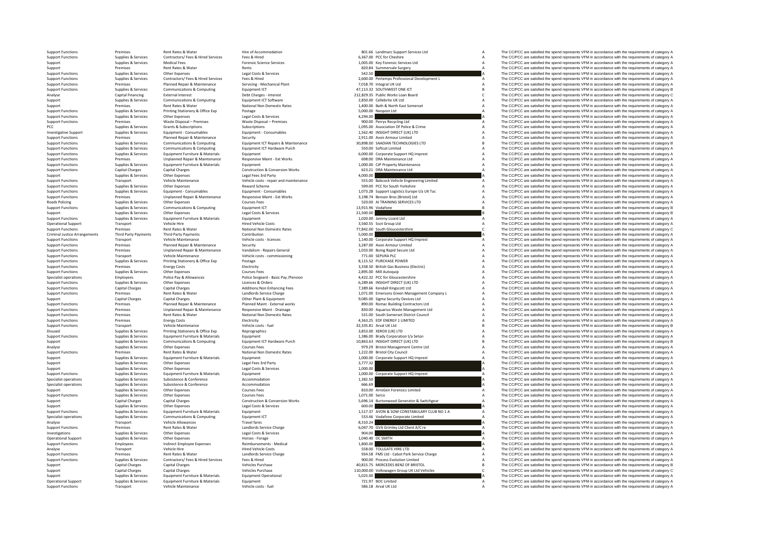| | | | | | | | |
|---|---|---|---|---|---|---|---|
| Support Functions | Premises | Rent Rates & Water | Hire of Accommodation | 801.66 | Landmarc Support Services Ltd | A | The CC/PCC are satisfied the spend represents VFM in accordance with the requirements of category A |
| Support Functions | Supplies & Services | Contractors/ Fees & Hired Services | Fees & Hired | 6,367.00 | PCC for Cheshire | A | The CC/PCC are satisfied the spend represents VFM in accordance with the requirements of category A |
| Support | Supplies & Services | Medical Fees | Forensic Science Services | 1,005.00 | Key Forensic Services Ltd | A | The CC/PCC are satisfied the spend represents VFM in accordance with the requirements of category A |
| Support | Premises | Rent Rates & Water | Rents | 820.84 | Summervale Surgery | A | The CC/PCC are satisfied the spend represents VFM in accordance with the requirements of category A |
| Support Functions | Supplies & Services | Other Expenses | Legal Costs & Services | 542.50 | | A | The CC/PCC are satisfied the spend represents VFM in accordance with the requirements of category A |
| Support Functions | Supplies & Services | Contractors/ Fees & Hired Services | Fees & Hired | 2,600.00 | Pertemps Professional Development L | A | The CC/PCC are satisfied the spend represents VFM in accordance with the requirements of category A |
| Support Functions | Premises | Planned Repair & Maintenance | Servicing - Mechanical Plant | 7,018.70 | Integral UK Ltd | A | The CC/PCC are satisfied the spend represents VFM in accordance with the requirements of category A |
| Support Functions | Supplies & Services | Communications & Computing | Equipment ICT | 47,113.32 | SOUTHWEST ONE ICT | B | The CC/PCC are satisfied the spend represents VFM in accordance with the requirements of category B |
| Analyse | Capital Financing | External Interest | Debt Charges - Interest | 212,829.35 | Public Works Loan Board | C | The CC/PCC are satisfied the spend represents VFM in accordance with the requirements of category C |
| Support | Supplies & Services | Communications & Computing | Equipment ICT Software | 2,850.00 | Cellebrite UK Ltd | A | The CC/PCC are satisfied the spend represents VFM in accordance with the requirements of category A |
| Support | Premises | Rent Rates & Water | National Non Domestic Rates | 1,400.00 | Bath & North East Somerset | A | The CC/PCC are satisfied the spend represents VFM in accordance with the requirements of category A |
| Support Functions | Supplies & Services | Printing Stationery & Office Exp | Postage | 5,000.00 | Neopost Ltd | A | The CC/PCC are satisfied the spend represents VFM in accordance with the requirements of category A |
| Support Functions | Supplies & Services | Other Expenses | Legal Costs & Services | 4,294.00 | | A | The CC/PCC are satisfied the spend represents VFM in accordance with the requirements of category A |
| Support Functions | Premises | Waste Disposal – Premises | Waste Disposal – Premises | 900.00 | Perrys Recycling Ltd | A | The CC/PCC are satisfied the spend represents VFM in accordance with the requirements of category A |
| PCC | Supplies & Services | Grants & Subscriptions | Subscriptions | 1,095.00 | Association Of Police & Crime | A | The CC/PCC are satisfied the spend represents VFM in accordance with the requirements of category A |
| Investigative Support | Supplies & Services | Equipment - Consumables | Equipment - Consumables | 1,562.40 | INSIGHT DIRECT (UK) LTD | A | The CC/PCC are satisfied the spend represents VFM in accordance with the requirements of category A |
| Support Functions | Premises | Planned Repair & Maintenance | Security | 2,911.00 | Avon Armour Limited | A | The CC/PCC are satisfied the spend represents VFM in accordance with the requirements of category A |
| Support Functions | Supplies & Services | Communications & Computing | Equipment ICT Repairs & Maintenance | 30,898.00 | SAADIAN TECHNOLOGIES LTD | B | The CC/PCC are satisfied the spend represents VFM in accordance with the requirements of category B |
| Support Functions | Supplies & Services | Communications & Computing | Equipment ICT Hardware Purch | 550.00 | Softcat Limited | A | The CC/PCC are satisfied the spend represents VFM in accordance with the requirements of category A |
| Support Functions | Supplies & Services | Equipment Furniture & Materials | Equipment | 6,000.00 | Corporate Support HQ Imprest | A | The CC/PCC are satisfied the spend represents VFM in accordance with the requirements of category A |
| Support Functions | Premises | Unplanned Repair & Maintenance | Responsive Maint - Ext Works | 698.00 | DRA Maintenance Ltd | A | The CC/PCC are satisfied the spend represents VFM in accordance with the requirements of category A |
| Support Functions | Supplies & Services | Equipment Furniture & Materials | Equipment | 1,000.00 | CJP Property Maintenance | A | The CC/PCC are satisfied the spend represents VFM in accordance with the requirements of category A |
| Support Functions | Capital Charges | Capital Charges | Construction & Conversion Works | 623.21 | DRA Maintenance Ltd | A | The CC/PCC are satisfied the spend represents VFM in accordance with the requirements of category A |
| Support | Supplies & Services | Other Expenses | Legal Fees 3rd Party | 4,000.00 | | A | The CC/PCC are satisfied the spend represents VFM in accordance with the requirements of category A |
| Support Functions | Transport | Vehicle Maintenance | Vehicle costs - repair and maintenance | 555.00 | Babcock Vehicle Engineering Limited | A | The CC/PCC are satisfied the spend represents VFM in accordance with the requirements of category A |
| Support Functions | Supplies & Services | Other Expenses | Reward Scheme | 599.00 | PCC for South Yorkshire | A | The CC/PCC are satisfied the spend represents VFM in accordance with the requirements of category A |
| Support Functions | Supplies & Services | Equipment - Consumables | Equipment - Consumables | 1,073.28 | Support Logistics Europe t/a UK Tac | A | The CC/PCC are satisfied the spend represents VFM in accordance with the requirements of category A |
| Support Functions | Premises | Unplanned Repair & Maintenance | Responsive Maint - Ext Works | 3,198.74 | Benson Bros (Bristol) Ltd | A | The CC/PCC are satisfied the spend represents VFM in accordance with the requirements of category A |
| Roads Policing | Supplies & Services | Other Expenses | Courses Fees | 520.00 | AI TRAINING SERVICES LTD | A | The CC/PCC are satisfied the spend represents VFM in accordance with the requirements of category A |
| Support Functions | Supplies & Services | Communications & Computing | Equipment ICT | 13,915.96 | Vodafone | B | The CC/PCC are satisfied the spend represents VFM in accordance with the requirements of category B |
| Support | Supplies & Services | Other Expenses | Legal Costs & Services | 21,500.00 | | B | The CC/PCC are satisfied the spend represents VFM in accordance with the requirements of category B |
| Support Functions | Supplies & Services | Equipment Furniture & Materials | Equipment | 1,020.00 | Jammy Lizard Ltd | A | The CC/PCC are satisfied the spend represents VFM in accordance with the requirements of category A |
| Operational Support | Transport | Vehicle Hire | Hired Vehicle Costs | 3,560.55 | Scot Group Ltd | A | The CC/PCC are satisfied the spend represents VFM in accordance with the requirements of category A |
| Support Functions | Premises | Rent Rates & Water | National Non Domestic Rates | 77,842.00 | South Gloucestershire | C | The CC/PCC are satisfied the spend represents VFM in accordance with the requirements of category C |
| Criminal Justice Arrangements | Third Party Payments | Third Party Payments | Contribution | 5,000.00 | | A | The CC/PCC are satisfied the spend represents VFM in accordance with the requirements of category A |
| Support Functions | Transport | Vehicle Maintenance | Vehicle costs - licences | 1,140.00 | Corporate Support HQ Imprest | A | The CC/PCC are satisfied the spend represents VFM in accordance with the requirements of category A |
| Support Functions | Premises | Planned Repair & Maintenance | Security | 3,287.00 | Avon Armour Limited | A | The CC/PCC are satisfied the spend represents VFM in accordance with the requirements of category A |
| Support Functions | Premises | Unplanned Repair & Maintenance | Vandalism - Repairs General | 1,033.00 | Boing Rapid Secure Ltd | A | The CC/PCC are satisfied the spend represents VFM in accordance with the requirements of category A |
| Support Functions | Transport | Vehicle Maintenance | Vehicle costs - commissioning | 771.00 | SEPURA PLC | A | The CC/PCC are satisfied the spend represents VFM in accordance with the requirements of category A |
| Support Functions | Supplies & Services | Printing Stationery & Office Exp | Postage | 8,115.52 | PURCHASE POWER | A | The CC/PCC are satisfied the spend represents VFM in accordance with the requirements of category A |
| Support Functions | Premises | Energy Costs | Electricity | 3,358.50 | British Gas Business (Electric) | A | The CC/PCC are satisfied the spend represents VFM in accordance with the requirements of category A |
| Support Functions | Supplies & Services | Other Expenses | Courses Fees | 2,895.00 | Mill Autoquip | A | The CC/PCC are satisfied the spend represents VFM in accordance with the requirements of category A |
| Specialist operations | Employees | Police Pay & Allowances | Police Sergeant - Basic Pay /Pension | 4,422.32 | PCC for Gloucestershire | A | The CC/PCC are satisfied the spend represents VFM in accordance with the requirements of category A |
| Support Functions | Supplies & Services | Other Expenses | Licences & Orders | 6,289.66 | INSIGHT DIRECT (UK) LTD | A | The CC/PCC are satisfied the spend represents VFM in accordance with the requirements of category A |
| Support Functions | Capital Charges | Capital Charges | Additions:Non Enhancing Fees | 7,389.66 | Kendall Kingscott Ltd | A | The CC/PCC are satisfied the spend represents VFM in accordance with the requirements of category A |
| Support Functions | Premises | Rent Rates & Water | Landlords Service Charge | 1,071.00 | Emersons Green Management Company L | A | The CC/PCC are satisfied the spend represents VFM in accordance with the requirements of category A |
| Support | Capital Charges | Capital Charges | Other Plant & Equipment | 9,085.00 | Sigma Security Devices Ltd | A | The CC/PCC are satisfied the spend represents VFM in accordance with the requirements of category A |
| Support Functions | Premises | Planned Repair & Maintenance | Planned Maint - External works | 890.00 | Romac Building Contractors Ltd | A | The CC/PCC are satisfied the spend represents VFM in accordance with the requirements of category A |
| Support Functions | Premises | Unplanned Repair & Maintenance | Responsive Maint - Drainage | 830.00 | Aquarius Waste Management Ltd | A | The CC/PCC are satisfied the spend represents VFM in accordance with the requirements of category A |
| Support Functions | Premises | Rent Rates & Water | National Non Domestic Rates | 531.00 | South Somerset District Council | A | The CC/PCC are satisfied the spend represents VFM in accordance with the requirements of category A |
| Support Functions | Premises | Energy Costs | Electricity | 4,363.25 | EDF ENERGY 1 LIMITED | A | The CC/PCC are satisfied the spend represents VFM in accordance with the requirements of category A |
| Support Functions | Transport | Vehicle Maintenance | Vehicle costs - fuel | 32,335.81 | Arval UK Ltd | B | The CC/PCC are satisfied the spend represents VFM in accordance with the requirements of category B |
| Disused | Supplies & Services | Printing Stationery & Office Exp | Reprographics | 3,853.00 | XEROX (UK) LTD | A | The CC/PCC are satisfied the spend represents VFM in accordance with the requirements of category A |
| Support Functions | Supplies & Services | Equipment Furniture & Materials | Equipment | 1,386.00 | Brady Corporation t/a Seton | A | The CC/PCC are satisfied the spend represents VFM in accordance with the requirements of category A |
| Support | Supplies & Services | Communications & Computing | Equipment ICT Hardware Purch | 10,863.63 | INSIGHT DIRECT (UK) LTD | B | The CC/PCC are satisfied the spend represents VFM in accordance with the requirements of category B |
| Analyse | Supplies & Services | Other Expenses | Courses Fees | 979.29 | Bristol Management Centre Ltd | A | The CC/PCC are satisfied the spend represents VFM in accordance with the requirements of category A |
| Support Functions | Premises | Rent Rates & Water | National Non Domestic Rates | 1,222.00 | Bristol City Council | A | The CC/PCC are satisfied the spend represents VFM in accordance with the requirements of category A |
| Support | Supplies & Services | Equipment Furniture & Materials | Equipment | 1,000.00 | Corporate Support HQ Imprest | A | The CC/PCC are satisfied the spend represents VFM in accordance with the requirements of category A |
| Support | Supplies & Services | Other Expenses | Legal Fees 3rd Party | 3,777.32 | | A | The CC/PCC are satisfied the spend represents VFM in accordance with the requirements of category A |
| Support | Supplies & Services | Other Expenses | Legal Costs & Services | 1,000.00 | | A | The CC/PCC are satisfied the spend represents VFM in accordance with the requirements of category A |
| Support Functions | Supplies & Services | Equipment Furniture & Materials | Equipment | 1,000.00 | Corporate Support HQ Imprest | A | The CC/PCC are satisfied the spend represents VFM in accordance with the requirements of category A |
| Specialist operations | Supplies & Services | Subsistence & Conference | Accommodation | 1,382.50 | | A | The CC/PCC are satisfied the spend represents VFM in accordance with the requirements of category A |
| Specialist operations | Supplies & Services | Subsistence & Conference | Accommodation | 666.69 | | A | The CC/PCC are satisfied the spend represents VFM in accordance with the requirements of category A |
| Support | Supplies & Services | Other Expenses | Courses Fees | 810.00 | ArroGen Forensics Limited | A | The CC/PCC are satisfied the spend represents VFM in accordance with the requirements of category A |
| Support Functions | Supplies & Services | Other Expenses | Courses Fees | 1,071.00 | Serco | A | The CC/PCC are satisfied the spend represents VFM in accordance with the requirements of category A |
| Support | Capital Charges | Capital Charges | Construction & Conversion Works | 5,696.14 | Burtonwood Generator & Switchgear | A | The CC/PCC are satisfied the spend represents VFM in accordance with the requirements of category A |
| Support | Supplies & Services | Other Expenses | Legal Costs & Services | 600.00 | | A | The CC/PCC are satisfied the spend represents VFM in accordance with the requirements of category A |
| Support Functions | Supplies & Services | Equipment Furniture & Materials | Equipment | 1,517.37 | AVON & SOM CONSTABULARY CLUB NO 1 A | A | The CC/PCC are satisfied the spend represents VFM in accordance with the requirements of category A |
| Specialist operations | Supplies & Services | Communications & Computing | Equipment ICT | 533.46 | Vodafone Corporate Limited | A | The CC/PCC are satisfied the spend represents VFM in accordance with the requirements of category A |
| Analyse | Transport | Vehicle Allowances | Travel fares | 8,310.24 | | A | The CC/PCC are satisfied the spend represents VFM in accordance with the requirements of category A |
| Support Functions | Premises | Rent Rates & Water | Landlords Service Charge | 6,047.70 | GVA Grimley Ltd Client A/C re | A | The CC/PCC are satisfied the spend represents VFM in accordance with the requirements of category A |
| Investigations | Supplies & Services | Other Expenses | Legal Costs & Services | 904.00 | | A | The CC/PCC are satisfied the spend represents VFM in accordance with the requirements of category A |
| Operational Support | Supplies & Services | Other Expenses | Horses - Forage | 1,040.40 | DC SMITH | A | The CC/PCC are satisfied the spend represents VFM in accordance with the requirements of category A |
| Support Functions | Employees | Indirect Employee Expenses | Reimbursements - Medical | 1,800.00 | | A | The CC/PCC are satisfied the spend represents VFM in accordance with the requirements of category A |
| Analyse | Transport | Vehicle Hire | Hired Vehicle Costs | 558.00 | TOLLGATE HIRE LTD | A | The CC/PCC are satisfied the spend represents VFM in accordance with the requirements of category A |
| Support Functions | Premises | Rent Rates & Water | Landlords Service Charge | 934.58 | FMS Ltd - Cabot Park Service Charge | A | The CC/PCC are satisfied the spend represents VFM in accordance with the requirements of category A |
| Support Functions | Supplies & Services | Contractors/ Fees & Hired Services | Fees & Hired | 900.00 | Process Evolution Limited | A | The CC/PCC are satisfied the spend represents VFM in accordance with the requirements of category A |
| Support | Capital Charges | Capital Charges | Vehicles Purchase | 40,815.75 | MERCEDES BENZ OF BRISTOL | B | The CC/PCC are satisfied the spend represents VFM in accordance with the requirements of category B |
| Support | Capital Charges | Capital Charges | Vehicles Purchase | 110,000.00 | Volkswagen Group UK Ltd Vehicles | C | The CC/PCC are satisfied the spend represents VFM in accordance with the requirements of category C |
| Support | Supplies & Services | Equipment Furniture & Materials | Equipment Operational | 5,025.00 | | A | The CC/PCC are satisfied the spend represents VFM in accordance with the requirements of category A |
| Operational Support | Supplies & Services | Equipment Furniture & Materials | Equipment | 721.97 | BOC Limited | A | The CC/PCC are satisfied the spend represents VFM in accordance with the requirements of category A |
| Support Functions | Transport | Vehicle Maintenance | Vehicle costs - fuel | 586.18 | Arval UK Ltd | A | The CC/PCC are satisfied the spend represents VFM in accordance with the requirements of category A |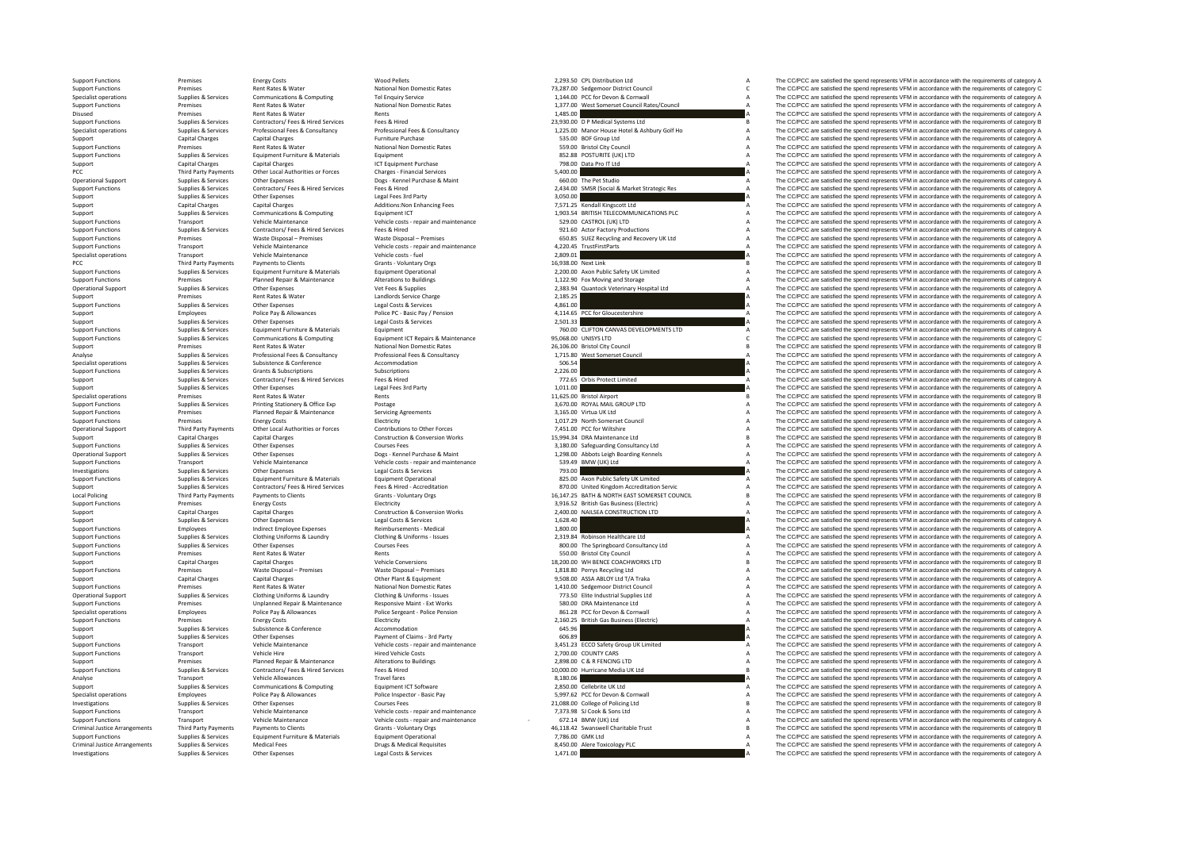| | | | | | | | |
|---|---|---|---|---|---|---|---|
| Support Functions | Premises | Energy Costs | Wood Pellets | 2,293.50 | CPL Distribution Ltd | A | The CC/PCC are satisfied the spend represents VFM in accordance with the requirements of category A |
| Support Functions | Premises | Rent Rates & Water | National Non Domestic Rates | 73,287.00 | Sedgemoor District Council | C | The CC/PCC are satisfied the spend represents VFM in accordance with the requirements of category C |
| Specialist operations | Supplies & Services | Communications & Computing | Tel Enquiry Service | 1,144.00 | PCC for Devon & Cornwall | A | The CC/PCC are satisfied the spend represents VFM in accordance with the requirements of category A |
| Support Functions | Premises | Rent Rates & Water | National Non Domestic Rates | 1,377.00 | West Somerset Council Rates/Council | A | The CC/PCC are satisfied the spend represents VFM in accordance with the requirements of category A |
| Disused | Premises | Rent Rates & Water | Rents | 1,485.00 | | A | The CC/PCC are satisfied the spend represents VFM in accordance with the requirements of category A |
| Support Functions | Supplies & Services | Contractors/ Fees & Hired Services | Fees & Hired | 23,930.00 | D P Medical Systems Ltd | B | The CC/PCC are satisfied the spend represents VFM in accordance with the requirements of category B |
| Specialist operations | Supplies & Services | Professional Fees & Consultancy | Professional Fees & Consultancy | 1,225.00 | Manor House Hotel & Ashbury Golf Ho | A | The CC/PCC are satisfied the spend represents VFM in accordance with the requirements of category A |
| Support | Capital Charges | Capital Charges | Furniture Purchase | 535.00 | BOF Group Ltd | A | The CC/PCC are satisfied the spend represents VFM in accordance with the requirements of category A |
| Support Functions | Premises | Rent Rates & Water | National Non Domestic Rates | 559.00 | Bristol City Council | A | The CC/PCC are satisfied the spend represents VFM in accordance with the requirements of category A |
| Support Functions | Supplies & Services | Equipment Furniture & Materials | Equipment | 852.88 | POSTURITE (UK) LTD | A | The CC/PCC are satisfied the spend represents VFM in accordance with the requirements of category A |
| Support | Capital Charges | Capital Charges | ICT Equipment Purchase | 798.00 | Data Pro IT Ltd | A | The CC/PCC are satisfied the spend represents VFM in accordance with the requirements of category A |
| PCC | Third Party Payments | Other Local Authorities or Forces | Charges - Financial Services | 5,400.00 | | A | The CC/PCC are satisfied the spend represents VFM in accordance with the requirements of category A |
| Operational Support | Supplies & Services | Other Expenses | Dogs - Kennel Purchase & Maint | 660.00 | The Pet Studio | A | The CC/PCC are satisfied the spend represents VFM in accordance with the requirements of category A |
| Support Functions | Supplies & Services | Contractors/ Fees & Hired Services | Fees & Hired | 2,434.00 | SMSR (Social & Market Strategic Res | A | The CC/PCC are satisfied the spend represents VFM in accordance with the requirements of category A |
| Support | Supplies & Services | Other Expenses | Legal Fees 3rd Party | 3,050.00 | | A | The CC/PCC are satisfied the spend represents VFM in accordance with the requirements of category A |
| Support | Capital Charges | Capital Charges | Additions:Non Enhancing Fees | 7,571.25 | Kendall Kingscott Ltd | A | The CC/PCC are satisfied the spend represents VFM in accordance with the requirements of category A |
| Support | Supplies & Services | Communications & Computing | Equipment ICT | 1,903.54 | BRITISH TELECOMMUNICATIONS PLC | A | The CC/PCC are satisfied the spend represents VFM in accordance with the requirements of category A |
| Support Functions | Transport | Vehicle Maintenance | Vehicle costs - repair and maintenance | 529.00 | CASTROL (UK) LTD | A | The CC/PCC are satisfied the spend represents VFM in accordance with the requirements of category A |
| Support Functions | Supplies & Services | Contractors/ Fees & Hired Services | Fees & Hired | 921.60 | Actor Factory Productions | A | The CC/PCC are satisfied the spend represents VFM in accordance with the requirements of category A |
| Support Functions | Premises | Waste Disposal – Premises | Waste Disposal – Premises | 650.85 | SUEZ Recycling and Recovery UK Ltd | A | The CC/PCC are satisfied the spend represents VFM in accordance with the requirements of category A |
| Support Functions | Transport | Vehicle Maintenance | Vehicle costs - repair and maintenance | 4,220.45 | TrustFirstParts | A | The CC/PCC are satisfied the spend represents VFM in accordance with the requirements of category A |
| Specialist operations | Transport | Vehicle Maintenance | Vehicle costs - fuel | 2,809.01 | | A | The CC/PCC are satisfied the spend represents VFM in accordance with the requirements of category A |
| PCC | Third Party Payments | Payments to Clients | Grants - Voluntary Orgs | 16,938.00 | Next Link | B | The CC/PCC are satisfied the spend represents VFM in accordance with the requirements of category B |
| Support Functions | Supplies & Services | Equipment Furniture & Materials | Equipment Operational | 2,200.00 | Axon Public Safety UK Limited | A | The CC/PCC are satisfied the spend represents VFM in accordance with the requirements of category A |
| Support Functions | Premises | Planned Repair & Maintenance | Alterations to Buildings | 1,122.90 | Fox Moving and Storage | A | The CC/PCC are satisfied the spend represents VFM in accordance with the requirements of category A |
| Operational Support | Supplies & Services | Other Expenses | Vet Fees & Supplies | 2,383.94 | Quantock Veterinary Hospital Ltd | A | The CC/PCC are satisfied the spend represents VFM in accordance with the requirements of category A |
| Support | Premises | Rent Rates & Water | Landlords Service Charge | 2,185.25 | | A | The CC/PCC are satisfied the spend represents VFM in accordance with the requirements of category A |
| Support Functions | Supplies & Services | Other Expenses | Legal Costs & Services | 4,861.00 | | A | The CC/PCC are satisfied the spend represents VFM in accordance with the requirements of category A |
| Support | Employees | Police Pay & Allowances | Police PC - Basic Pay / Pension | 4,114.65 | PCC for Gloucestershire | A | The CC/PCC are satisfied the spend represents VFM in accordance with the requirements of category A |
| Support | Supplies & Services | Other Expenses | Legal Costs & Services | 2,501.33 | | A | The CC/PCC are satisfied the spend represents VFM in accordance with the requirements of category A |
| Support Functions | Supplies & Services | Equipment Furniture & Materials | Equipment | 760.00 | CLIFTON CANVAS DEVELOPMENTS LTD | A | The CC/PCC are satisfied the spend represents VFM in accordance with the requirements of category A |
| Support Functions | Supplies & Services | Communications & Computing | Equipment ICT Repairs & Maintenance | 95,068.00 | UNISYS LTD | C | The CC/PCC are satisfied the spend represents VFM in accordance with the requirements of category C |
| Support | Premises | Rent Rates & Water | National Non Domestic Rates | 26,106.00 | Bristol City Council | B | The CC/PCC are satisfied the spend represents VFM in accordance with the requirements of category B |
| Analyse | Supplies & Services | Professional Fees & Consultancy | Professional Fees & Consultancy | 1,715.80 | West Somerset Council | A | The CC/PCC are satisfied the spend represents VFM in accordance with the requirements of category A |
| Specialist operations | Supplies & Services | Subsistence & Conference | Accommodation | 506.54 | | A | The CC/PCC are satisfied the spend represents VFM in accordance with the requirements of category A |
| Support Functions | Supplies & Services | Grants & Subscriptions | Subscriptions | 2,226.00 | | A | The CC/PCC are satisfied the spend represents VFM in accordance with the requirements of category A |
| Support | Supplies & Services | Contractors/ Fees & Hired Services | Fees & Hired | 772.65 | Orbis Protect Limited | A | The CC/PCC are satisfied the spend represents VFM in accordance with the requirements of category A |
| Support | Supplies & Services | Other Expenses | Legal Fees 3rd Party | 1,011.00 | | A | The CC/PCC are satisfied the spend represents VFM in accordance with the requirements of category A |
| Specialist operations | Premises | Rent Rates & Water | Rents | 11,625.00 | Bristol Airport | B | The CC/PCC are satisfied the spend represents VFM in accordance with the requirements of category B |
| Support Functions | Supplies & Services | Printing Stationery & Office Exp | Postage | 3,670.00 | ROYAL MAIL GROUP LTD | A | The CC/PCC are satisfied the spend represents VFM in accordance with the requirements of category A |
| Support Functions | Premises | Planned Repair & Maintenance | Servicing Agreements | 3,165.00 | Virtua UK Ltd | A | The CC/PCC are satisfied the spend represents VFM in accordance with the requirements of category A |
| Support Functions | Premises | Energy Costs | Electricity | 1,017.29 | North Somerset Council | A | The CC/PCC are satisfied the spend represents VFM in accordance with the requirements of category A |
| Operational Support | Third Party Payments | Other Local Authorities or Forces | Contributions to Other Forces | 7,451.00 | PCC for Wiltshire | A | The CC/PCC are satisfied the spend represents VFM in accordance with the requirements of category A |
| Support | Capital Charges | Capital Charges | Construction & Conversion Works | 15,994.34 | DRA Maintenance Ltd | B | The CC/PCC are satisfied the spend represents VFM in accordance with the requirements of category B |
| Support Functions | Supplies & Services | Other Expenses | Courses Fees | 3,180.00 | Safeguarding Consultancy Ltd | A | The CC/PCC are satisfied the spend represents VFM in accordance with the requirements of category A |
| Operational Support | Supplies & Services | Other Expenses | Dogs - Kennel Purchase & Maint | 1,298.00 | Abbots Leigh Boarding Kennels | A | The CC/PCC are satisfied the spend represents VFM in accordance with the requirements of category A |
| Support Functions | Transport | Vehicle Maintenance | Vehicle costs - repair and maintenance | 539.49 | BMW (UK) Ltd | A | The CC/PCC are satisfied the spend represents VFM in accordance with the requirements of category A |
| Investigations | Supplies & Services | Other Expenses | Legal Costs & Services | 793.00 | | A | The CC/PCC are satisfied the spend represents VFM in accordance with the requirements of category A |
| Support Functions | Supplies & Services | Equipment Furniture & Materials | Equipment Operational | 825.00 | Axon Public Safety UK Limited | A | The CC/PCC are satisfied the spend represents VFM in accordance with the requirements of category A |
| Support | Supplies & Services | Contractors/ Fees & Hired Services | Fees & Hired - Accreditation | 870.00 | United Kingdom Accreditation Servic | A | The CC/PCC are satisfied the spend represents VFM in accordance with the requirements of category A |
| Local Policing | Third Party Payments | Payments to Clients | Grants - Voluntary Orgs | 16,147.25 | BATH & NORTH EAST SOMERSET COUNCIL | B | The CC/PCC are satisfied the spend represents VFM in accordance with the requirements of category B |
| Support Functions | Premises | Energy Costs | Electricity | 3,916.52 | British Gas Business (Electric) | A | The CC/PCC are satisfied the spend represents VFM in accordance with the requirements of category A |
| Support | Capital Charges | Capital Charges | Construction & Conversion Works | 2,400.00 | NAILSEA CONSTRUCTION LTD | A | The CC/PCC are satisfied the spend represents VFM in accordance with the requirements of category A |
| Support | Supplies & Services | Other Expenses | Legal Costs & Services | 1,628.40 | | A | The CC/PCC are satisfied the spend represents VFM in accordance with the requirements of category A |
| Support Functions | Employees | Indirect Employee Expenses | Reimbursements - Medical | 1,800.00 | | A | The CC/PCC are satisfied the spend represents VFM in accordance with the requirements of category A |
| Support Functions | Supplies & Services | Clothing Uniforms & Laundry | Clothing & Uniforms - Issues | 2,319.84 | Robinson Healthcare Ltd | A | The CC/PCC are satisfied the spend represents VFM in accordance with the requirements of category A |
| Support Functions | Supplies & Services | Other Expenses | Courses Fees | 800.00 | The Springboard Consultancy Ltd | A | The CC/PCC are satisfied the spend represents VFM in accordance with the requirements of category A |
| Support Functions | Premises | Rent Rates & Water | Rents | 550.00 | Bristol City Council | A | The CC/PCC are satisfied the spend represents VFM in accordance with the requirements of category A |
| Support | Capital Charges | Capital Charges | Vehicle Conversions | 18,200.00 | WH BENCE COACHWORKS LTD | B | The CC/PCC are satisfied the spend represents VFM in accordance with the requirements of category B |
| Support Functions | Premises | Waste Disposal – Premises | Waste Disposal – Premises | 1,818.80 | Perrys Recycling Ltd | A | The CC/PCC are satisfied the spend represents VFM in accordance with the requirements of category A |
| Support | Capital Charges | Capital Charges | Other Plant & Equipment | 9,508.00 | ASSA ABLOY Ltd T/A Traka | A | The CC/PCC are satisfied the spend represents VFM in accordance with the requirements of category A |
| Support Functions | Premises | Rent Rates & Water | National Non Domestic Rates | 1,410.00 | Sedgemoor District Council | A | The CC/PCC are satisfied the spend represents VFM in accordance with the requirements of category A |
| Operational Support | Supplies & Services | Clothing Uniforms & Laundry | Clothing & Uniforms - Issues | 773.50 | Elite Industrial Supplies Ltd | A | The CC/PCC are satisfied the spend represents VFM in accordance with the requirements of category A |
| Support Functions | Premises | Unplanned Repair & Maintenance | Responsive Maint - Ext Works | 580.00 | DRA Maintenance Ltd | A | The CC/PCC are satisfied the spend represents VFM in accordance with the requirements of category A |
| Specialist operations | Employees | Police Pay & Allowances | Police Sergeant - Police Pension | 861.28 | PCC for Devon & Cornwall | A | The CC/PCC are satisfied the spend represents VFM in accordance with the requirements of category A |
| Support Functions | Premises | Energy Costs | Electricity | 2,160.25 | British Gas Business (Electric) | A | The CC/PCC are satisfied the spend represents VFM in accordance with the requirements of category A |
| Support | Supplies & Services | Subsistence & Conference | Accommodation | 645.96 | | A | The CC/PCC are satisfied the spend represents VFM in accordance with the requirements of category A |
| Support | Supplies & Services | Other Expenses | Payment of Claims - 3rd Party | 606.89 | | A | The CC/PCC are satisfied the spend represents VFM in accordance with the requirements of category A |
| Support Functions | Transport | Vehicle Maintenance | Vehicle costs - repair and maintenance | 3,451.23 | ECCO Safety Group UK Limited | A | The CC/PCC are satisfied the spend represents VFM in accordance with the requirements of category A |
| Support Functions | Transport | Vehicle Hire | Hired Vehicle Costs | 2,700.00 | COUNTY CARS | A | The CC/PCC are satisfied the spend represents VFM in accordance with the requirements of category A |
| Support | Premises | Planned Repair & Maintenance | Alterations to Buildings | 2,898.00 | C & R FENCING LTD | A | The CC/PCC are satisfied the spend represents VFM in accordance with the requirements of category A |
| Support Functions | Supplies & Services | Contractors/ Fees & Hired Services | Fees & Hired | 10,000.00 | Hurricane Media UK Ltd | B | The CC/PCC are satisfied the spend represents VFM in accordance with the requirements of category B |
| Analyse | Transport | Vehicle Allowances | Travel fares | 8,180.06 | | A | The CC/PCC are satisfied the spend represents VFM in accordance with the requirements of category A |
| Support | Supplies & Services | Communications & Computing | Equipment ICT Software | 2,850.00 | Cellebrite UK Ltd | A | The CC/PCC are satisfied the spend represents VFM in accordance with the requirements of category A |
| Specialist operations | Employees | Police Pay & Allowances | Police Inspector - Basic Pay | 5,997.62 | PCC for Devon & Cornwall | A | The CC/PCC are satisfied the spend represents VFM in accordance with the requirements of category A |
| Investigations | Supplies & Services | Other Expenses | Courses Fees | 21,088.00 | College of Policing Ltd | B | The CC/PCC are satisfied the spend represents VFM in accordance with the requirements of category B |
| Support Functions | Transport | Vehicle Maintenance | Vehicle costs - repair and maintenance | 7,373.98 | SJ Cook & Sons Ltd | A | The CC/PCC are satisfied the spend represents VFM in accordance with the requirements of category A |
| Support Functions | Transport | Vehicle Maintenance | Vehicle costs - repair and maintenance | 672.14 | BMW (UK) Ltd | A | The CC/PCC are satisfied the spend represents VFM in accordance with the requirements of category A |
| Criminal Justice Arrangements | Third Party Payments | Payments to Clients | Grants - Voluntary Orgs | 46,118.42 | Swanswell Charitable Trust | B | The CC/PCC are satisfied the spend represents VFM in accordance with the requirements of category B |
| Support Functions | Supplies & Services | Equipment Furniture & Materials | Equipment Operational | 7,786.00 | GMK Ltd | A | The CC/PCC are satisfied the spend represents VFM in accordance with the requirements of category A |
| Criminal Justice Arrangements | Supplies & Services | Medical Fees | Drugs & Medical Requisites | 8,450.00 | Alere Toxicology PLC | A | The CC/PCC are satisfied the spend represents VFM in accordance with the requirements of category A |
| Investigations | Supplies & Services | Other Expenses | Legal Costs & Services | 1,471.00 | | A | The CC/PCC are satisfied the spend represents VFM in accordance with the requirements of category A |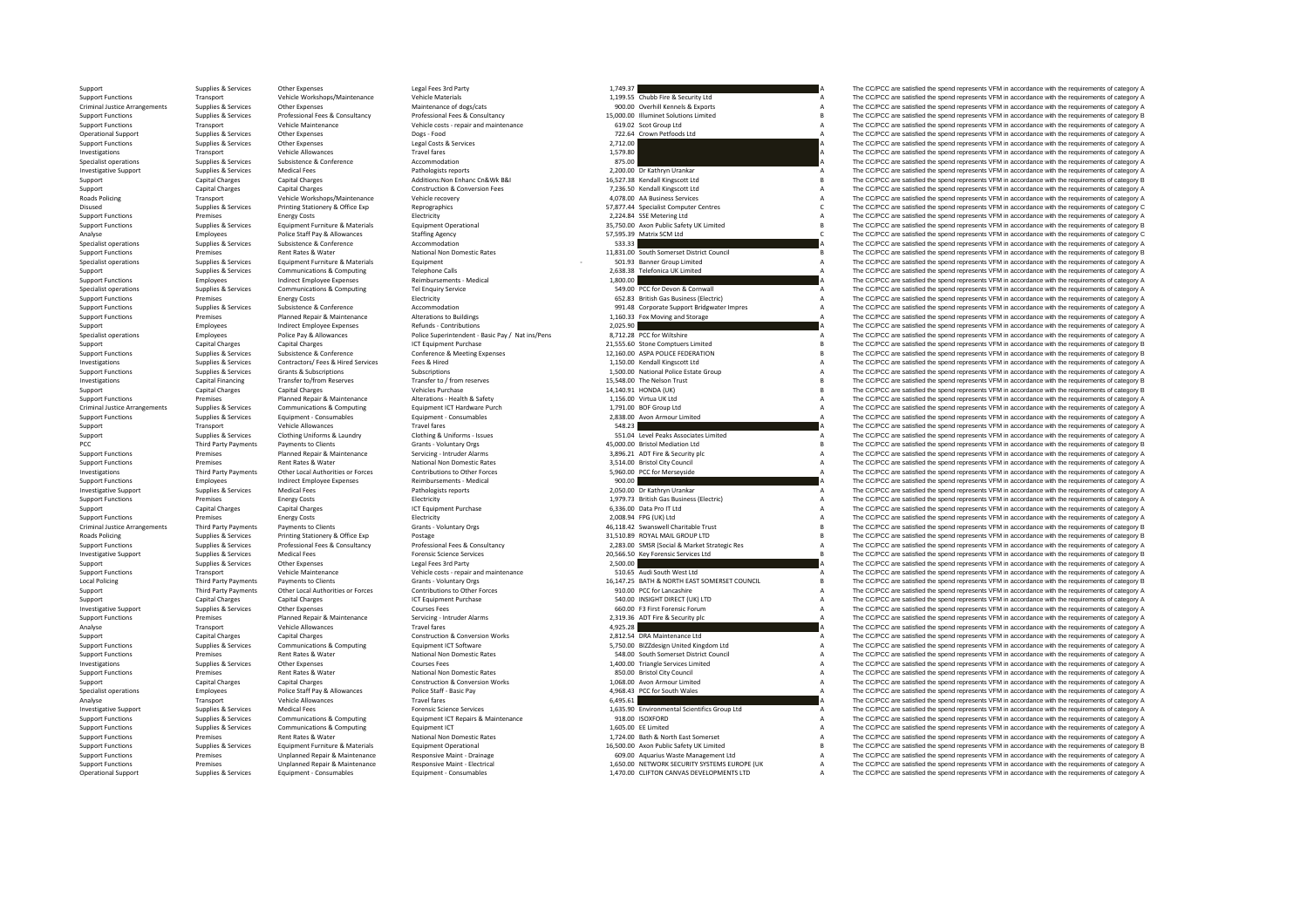| | | | | | | | |
|---|---|---|---|---|---|---|---|
| Support | Supplies & Services | Other Expenses | Legal Fees 3rd Party | 1,749.37 | | A | The CC/PCC are satisfied the spend represents VFM in accordance with the requirements of category A |
| Support Functions | Transport | Vehicle Workshops/Maintenance | Vehicle Materials | 1,199.55 | Chubb Fire & Security Ltd | A | The CC/PCC are satisfied the spend represents VFM in accordance with the requirements of category A |
| Criminal Justice Arrangements | Supplies & Services | Other Expenses | Maintenance of dogs/cats | 900.00 | Overhill Kennels & Exports | A | The CC/PCC are satisfied the spend represents VFM in accordance with the requirements of category A |
| Support Functions | Supplies & Services | Professional Fees & Consultancy | Professional Fees & Consultancy | 15,000.00 | Illuminet Solutions Limited | B | The CC/PCC are satisfied the spend represents VFM in accordance with the requirements of category B |
| Support Functions | Transport | Vehicle Maintenance | Vehicle costs - repair and maintenance | 619.02 | Scot Group Ltd | A | The CC/PCC are satisfied the spend represents VFM in accordance with the requirements of category A |
| Operational Support | Supplies & Services | Other Expenses | Dogs - Food | 722.64 | Crown Petfoods Ltd | A | The CC/PCC are satisfied the spend represents VFM in accordance with the requirements of category A |
| Support Functions | Supplies & Services | Other Expenses | Legal Costs & Services | 2,712.00 | | A | The CC/PCC are satisfied the spend represents VFM in accordance with the requirements of category A |
| Investigations | Transport | Vehicle Allowances | Travel fares | 1,579.80 | | A | The CC/PCC are satisfied the spend represents VFM in accordance with the requirements of category A |
| Specialist operations | Supplies & Services | Subsistence & Conference | Accommodation | 875.00 | | A | The CC/PCC are satisfied the spend represents VFM in accordance with the requirements of category A |
| Investigative Support | Supplies & Services | Medical Fees | Pathologists reports | 2,200.00 | Dr Kathryn Urankar | A | The CC/PCC are satisfied the spend represents VFM in accordance with the requirements of category A |
| Support | Capital Charges | Capital Charges | Additions:Non Enhanc Cn&Wk B&I | 16,527.38 | Kendall Kingscott Ltd | B | The CC/PCC are satisfied the spend represents VFM in accordance with the requirements of category B |
| Support | Capital Charges | Capital Charges | Construction & Conversion Fees | 7,236.50 | Kendall Kingscott Ltd | A | The CC/PCC are satisfied the spend represents VFM in accordance with the requirements of category A |
| Roads Policing | Transport | Vehicle Workshops/Maintenance | Vehicle recovery | 4,078.00 | AA Business Services | A | The CC/PCC are satisfied the spend represents VFM in accordance with the requirements of category A |
| Disused | Supplies & Services | Printing Stationery & Office Exp | Reprographics | 57,877.44 | Specialist Computer Centres | C | The CC/PCC are satisfied the spend represents VFM in accordance with the requirements of category C |
| Support Functions | Premises | Energy Costs | Electricity | 2,224.84 | SSE Metering Ltd | A | The CC/PCC are satisfied the spend represents VFM in accordance with the requirements of category A |
| Support Functions | Supplies & Services | Equipment Furniture & Materials | Equipment Operational | 35,750.00 | Axon Public Safety UK Limited | B | The CC/PCC are satisfied the spend represents VFM in accordance with the requirements of category B |
| Analyse | Employees | Police Staff Pay & Allowances | Staffing Agency | 57,595.39 | Matrix SCM Ltd | C | The CC/PCC are satisfied the spend represents VFM in accordance with the requirements of category C |
| Specialist operations | Supplies & Services | Subsistence & Conference | Accommodation | 533.33 | | A | The CC/PCC are satisfied the spend represents VFM in accordance with the requirements of category A |
| Support Functions | Premises | Rent Rates & Water | National Non Domestic Rates | 11,831.00 | South Somerset District Council | B | The CC/PCC are satisfied the spend represents VFM in accordance with the requirements of category B |
| Specialist operations | Supplies & Services | Equipment Furniture & Materials | Equipment | 501.93 | Banner Group Limited | A | The CC/PCC are satisfied the spend represents VFM in accordance with the requirements of category A |
| Support | Supplies & Services | Communications & Computing | Telephone Calls | 2,638.38 | Telefonica UK Limited | A | The CC/PCC are satisfied the spend represents VFM in accordance with the requirements of category A |
| Support Functions | Employees | Indirect Employee Expenses | Reimbursements - Medical | 1,800.00 | | A | The CC/PCC are satisfied the spend represents VFM in accordance with the requirements of category A |
| Specialist operations | Supplies & Services | Communications & Computing | Tel Enquiry Service | 549.00 | PCC for Devon & Cornwall | A | The CC/PCC are satisfied the spend represents VFM in accordance with the requirements of category A |
| Support Functions | Premises | Energy Costs | Electricity | 652.83 | British Gas Business (Electric) | A | The CC/PCC are satisfied the spend represents VFM in accordance with the requirements of category A |
| Support Functions | Supplies & Services | Subsistence & Conference | Accommodation | 991.48 | Corporate Support Bridgwater Impres | A | The CC/PCC are satisfied the spend represents VFM in accordance with the requirements of category A |
| Support Functions | Premises | Planned Repair & Maintenance | Alterations to Buildings | 1,160.33 | Fox Moving and Storage | A | The CC/PCC are satisfied the spend represents VFM in accordance with the requirements of category A |
| Support | Employees | Indirect Employee Expenses | Refunds - Contributions | 2,025.90 | | A | The CC/PCC are satisfied the spend represents VFM in accordance with the requirements of category A |
| Specialist operations | Employees | Police Pay & Allowances | Police Superintendent - Basic Pay / Nat ins/Pens | 8,712.28 | PCC for Wiltshire | A | The CC/PCC are satisfied the spend represents VFM in accordance with the requirements of category A |
| Support | Capital Charges | Capital Charges | ICT Equipment Purchase | 21,555.60 | Stone Comptuers Limited | B | The CC/PCC are satisfied the spend represents VFM in accordance with the requirements of category B |
| Support Functions | Supplies & Services | Subsistence & Conference | Conference & Meeting Expenses | 12,160.00 | ASPA POLICE FEDERATION | B | The CC/PCC are satisfied the spend represents VFM in accordance with the requirements of category B |
| Investigations | Supplies & Services | Contractors/ Fees & Hired Services | Fees & Hired | 1,150.00 | Kendall Kingscott Ltd | A | The CC/PCC are satisfied the spend represents VFM in accordance with the requirements of category A |
| Support Functions | Supplies & Services | Grants & Subscriptions | Subscriptions | 1,500.00 | National Police Estate Group | A | The CC/PCC are satisfied the spend represents VFM in accordance with the requirements of category A |
| Investigations | Capital Financing | Transfer to/from Reserves | Transfer to / from reserves | 15,548.00 | The Nelson Trust | B | The CC/PCC are satisfied the spend represents VFM in accordance with the requirements of category B |
| Support | Capital Charges | Capital Charges | Vehicles Purchase | 14,140.91 | HONDA (UK) | B | The CC/PCC are satisfied the spend represents VFM in accordance with the requirements of category B |
| Support Functions | Premises | Planned Repair & Maintenance | Alterations - Health & Safety | 1,156.00 | Virtua UK Ltd | A | The CC/PCC are satisfied the spend represents VFM in accordance with the requirements of category A |
| Criminal Justice Arrangements | Supplies & Services | Communications & Computing | Equipment ICT Hardware Purch | 1,791.00 | BOF Group Ltd | A | The CC/PCC are satisfied the spend represents VFM in accordance with the requirements of category A |
| Support Functions | Supplies & Services | Equipment - Consumables | Equipment - Consumables | 2,838.00 | Avon Armour Limited | A | The CC/PCC are satisfied the spend represents VFM in accordance with the requirements of category A |
| Support | Transport | Vehicle Allowances | Travel fares | 548.23 | | A | The CC/PCC are satisfied the spend represents VFM in accordance with the requirements of category A |
| Support | Supplies & Services | Clothing Uniforms & Laundry | Clothing & Uniforms - Issues | 551.04 | Level Peaks Associates Limited | A | The CC/PCC are satisfied the spend represents VFM in accordance with the requirements of category A |
| PCC | Third Party Payments | Payments to Clients | Grants - Voluntary Orgs | 45,000.00 | Bristol Mediation Ltd | B | The CC/PCC are satisfied the spend represents VFM in accordance with the requirements of category B |
| Support Functions | Premises | Planned Repair & Maintenance | Servicing - Intruder Alarms | 3,896.21 | ADT Fire & Security plc | A | The CC/PCC are satisfied the spend represents VFM in accordance with the requirements of category A |
| Support Functions | Premises | Rent Rates & Water | National Non Domestic Rates | 3,514.00 | Bristol City Council | A | The CC/PCC are satisfied the spend represents VFM in accordance with the requirements of category A |
| Investigations | Third Party Payments | Other Local Authorities or Forces | Contributions to Other Forces | 5,960.00 | PCC for Merseyside | A | The CC/PCC are satisfied the spend represents VFM in accordance with the requirements of category A |
| Support Functions | Employees | Indirect Employee Expenses | Reimbursements - Medical | 900.00 | | A | The CC/PCC are satisfied the spend represents VFM in accordance with the requirements of category A |
| Investigative Support | Supplies & Services | Medical Fees | Pathologists reports | 2,050.00 | Dr Kathryn Urankar | A | The CC/PCC are satisfied the spend represents VFM in accordance with the requirements of category A |
| Support Functions | Premises | Energy Costs | Electricity | 1,979.73 | British Gas Business (Electric) | A | The CC/PCC are satisfied the spend represents VFM in accordance with the requirements of category A |
| Support | Capital Charges | Capital Charges | ICT Equipment Purchase | 6,336.00 | Data Pro IT Ltd | A | The CC/PCC are satisfied the spend represents VFM in accordance with the requirements of category A |
| Support Functions | Premises | Energy Costs | Electricity | 2,008.94 | FPG (UK) Ltd | A | The CC/PCC are satisfied the spend represents VFM in accordance with the requirements of category A |
| Criminal Justice Arrangements | Third Party Payments | Payments to Clients | Grants - Voluntary Orgs | 46,118.42 | Swanswell Charitable Trust | B | The CC/PCC are satisfied the spend represents VFM in accordance with the requirements of category B |
| Roads Policing | Supplies & Services | Printing Stationery & Office Exp | Postage | 31,510.89 | ROYAL MAIL GROUP LTD | B | The CC/PCC are satisfied the spend represents VFM in accordance with the requirements of category B |
| Support Functions | Supplies & Services | Professional Fees & Consultancy | Professional Fees & Consultancy | 2,283.00 | SMSR (Social & Market Strategic Res | A | The CC/PCC are satisfied the spend represents VFM in accordance with the requirements of category A |
| Investigative Support | Supplies & Services | Medical Fees | Forensic Science Services | 20,566.50 | Key Forensic Services Ltd | B | The CC/PCC are satisfied the spend represents VFM in accordance with the requirements of category B |
| Support | Supplies & Services | Other Expenses | Legal Fees 3rd Party | 2,500.00 | | A | The CC/PCC are satisfied the spend represents VFM in accordance with the requirements of category A |
| Support Functions | Transport | Vehicle Maintenance | Vehicle costs - repair and maintenance | 510.65 | Audi South West Ltd | A | The CC/PCC are satisfied the spend represents VFM in accordance with the requirements of category A |
| Local Policing | Third Party Payments | Payments to Clients | Grants - Voluntary Orgs | 16,147.25 | BATH & NORTH EAST SOMERSET COUNCIL | B | The CC/PCC are satisfied the spend represents VFM in accordance with the requirements of category B |
| Support | Third Party Payments | Other Local Authorities or Forces | Contributions to Other Forces | 910.00 | PCC for Lancashire | A | The CC/PCC are satisfied the spend represents VFM in accordance with the requirements of category A |
| Support | Capital Charges | Capital Charges | ICT Equipment Purchase | 540.00 | INSIGHT DIRECT (UK) LTD | A | The CC/PCC are satisfied the spend represents VFM in accordance with the requirements of category A |
| Investigative Support | Supplies & Services | Other Expenses | Courses Fees | 660.00 | F3 First Forensic Forum | A | The CC/PCC are satisfied the spend represents VFM in accordance with the requirements of category A |
| Support Functions | Premises | Planned Repair & Maintenance | Servicing - Intruder Alarms | 2,319.36 | ADT Fire & Security plc | A | The CC/PCC are satisfied the spend represents VFM in accordance with the requirements of category A |
| Analyse | Transport | Vehicle Allowances | Travel fares | 4,925.28 | | A | The CC/PCC are satisfied the spend represents VFM in accordance with the requirements of category A |
| Support | Capital Charges | Capital Charges | Construction & Conversion Works | 2,812.54 | DRA Maintenance Ltd | A | The CC/PCC are satisfied the spend represents VFM in accordance with the requirements of category A |
| Support Functions | Supplies & Services | Communications & Computing | Equipment ICT Software | 5,750.00 | BIZZdesign United Kingdom Ltd | A | The CC/PCC are satisfied the spend represents VFM in accordance with the requirements of category A |
| Support Functions | Premises | Rent Rates & Water | National Non Domestic Rates | 548.00 | South Somerset District Council | A | The CC/PCC are satisfied the spend represents VFM in accordance with the requirements of category A |
| Investigations | Supplies & Services | Other Expenses | Courses Fees | 1,400.00 | Triangle Services Limited | A | The CC/PCC are satisfied the spend represents VFM in accordance with the requirements of category A |
| Support Functions | Premises | Rent Rates & Water | National Non Domestic Rates | 850.00 | Bristol City Council | A | The CC/PCC are satisfied the spend represents VFM in accordance with the requirements of category A |
| Support | Capital Charges | Capital Charges | Construction & Conversion Works | 1,068.00 | Avon Armour Limited | A | The CC/PCC are satisfied the spend represents VFM in accordance with the requirements of category A |
| Specialist operations | Employees | Police Staff Pay & Allowances | Police Staff - Basic Pay | 4,968.43 | PCC for South Wales | A | The CC/PCC are satisfied the spend represents VFM in accordance with the requirements of category A |
| Analyse | Transport | Vehicle Allowances | Travel fares | 6,495.61 | | A | The CC/PCC are satisfied the spend represents VFM in accordance with the requirements of category A |
| Investigative Support | Supplies & Services | Medical Fees | Forensic Science Services | 1,635.90 | Environmental Scientifics Group Ltd | A | The CC/PCC are satisfied the spend represents VFM in accordance with the requirements of category A |
| Support Functions | Supplies & Services | Communications & Computing | Equipment ICT Repairs & Maintenance | 918.00 | ISOXFORD | A | The CC/PCC are satisfied the spend represents VFM in accordance with the requirements of category A |
| Support Functions | Supplies & Services | Communications & Computing | Equipment ICT | 1,605.00 | EE Limited | A | The CC/PCC are satisfied the spend represents VFM in accordance with the requirements of category A |
| Support Functions | Premises | Rent Rates & Water | National Non Domestic Rates | 1,724.00 | Bath & North East Somerset | A | The CC/PCC are satisfied the spend represents VFM in accordance with the requirements of category A |
| Support Functions | Supplies & Services | Equipment Furniture & Materials | Equipment Operational | 16,500.00 | Axon Public Safety UK Limited | B | The CC/PCC are satisfied the spend represents VFM in accordance with the requirements of category B |
| Support Functions | Premises | Unplanned Repair & Maintenance | Responsive Maint - Drainage | 609.00 | Aquarius Waste Management Ltd | A | The CC/PCC are satisfied the spend represents VFM in accordance with the requirements of category A |
| Support Functions | Premises | Unplanned Repair & Maintenance | Responsive Maint - Electrical | 1,650.00 | NETWORK SECURITY SYSTEMS EUROPE (UK | A | The CC/PCC are satisfied the spend represents VFM in accordance with the requirements of category A |
| Operational Support | Supplies & Services | Equipment - Consumables | Equipment - Consumables | 1,470.00 | CLIFTON CANVAS DEVELOPMENTS LTD | A | The CC/PCC are satisfied the spend represents VFM in accordance with the requirements of category A |